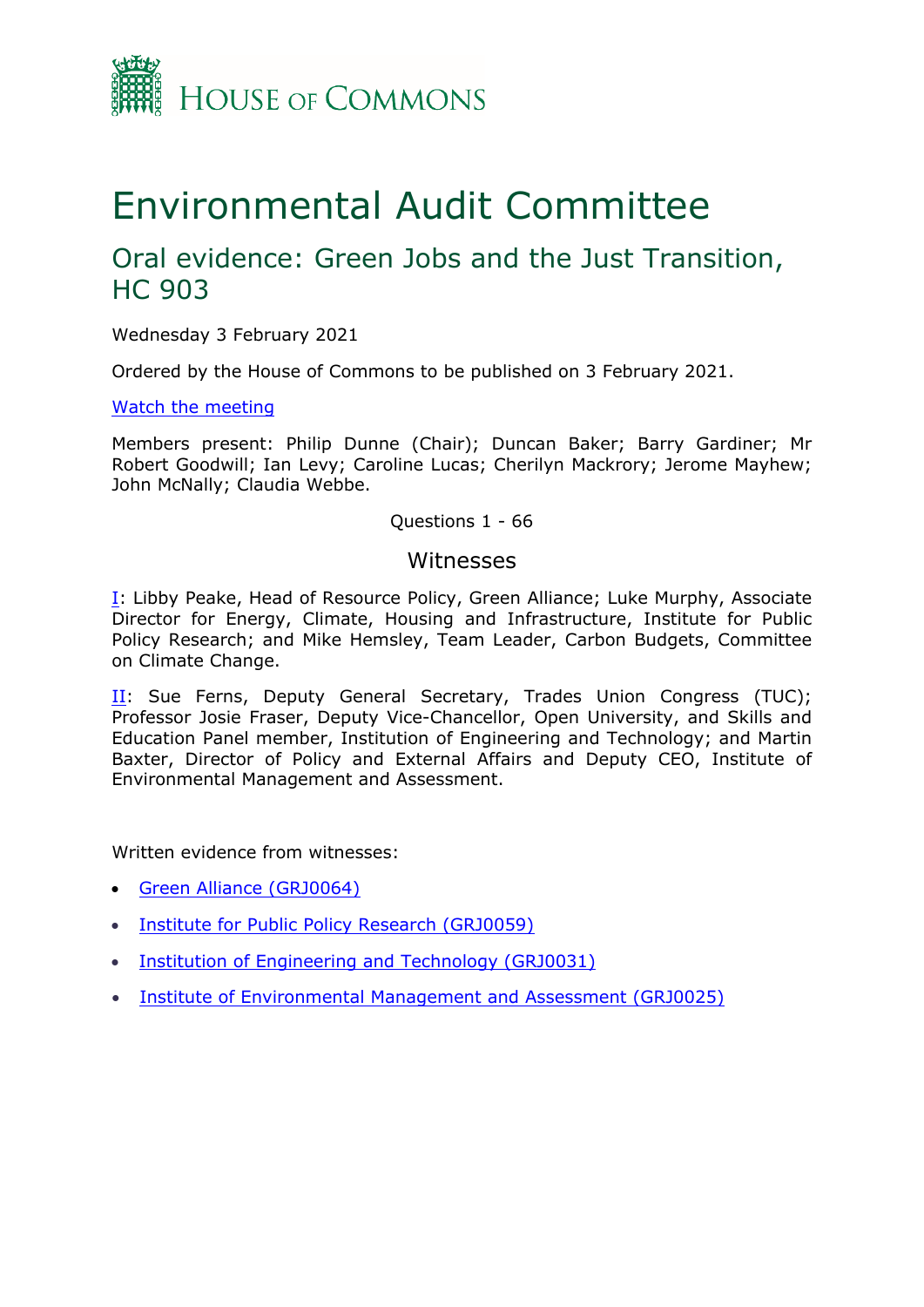House of Commons

# Environmental Audit Committee

## Oral evidence: Green Jobs and the Just Transition, HC 903

Wednesday 3 February 2021

Ordered by the House of Commons to be published on 3 February 2021.

Watch the meeting

Members present: Philip Dunne (Chair); Duncan Baker; Barry Gardiner; Mr Robert Goodwill; Ian Levy; Caroline Lucas; Cherilyn Mackrory; Jerome Mayhew; John McNally; Claudia Webbe.

Questions 1 - 66

### Witnesses

I: Libby Peake, Head of Resource Policy, Green Alliance; Luke Murphy, Associate Director for Energy, Climate, Housing and Infrastructure, Institute for Public Policy Research; and Mike Hemsley, Team Leader, Carbon Budgets, Committee on Climate Change.

II: Sue Ferns, Deputy General Secretary, Trades Union Congress (TUC); Professor Josie Fraser, Deputy Vice-Chancellor, Open University, and Skills and Education Panel member, Institution of Engineering and Technology; and Martin Baxter, Director of Policy and External Affairs and Deputy CEO, Institute of Environmental Management and Assessment.

Written evidence from witnesses:

- Green Alliance (GRJ0064)
- Institute for Public Policy Research (GRJ0059)
- Institution of Engineering and Technology (GRJ0031)
- Institute of Environmental Management and Assessment (GRJ0025)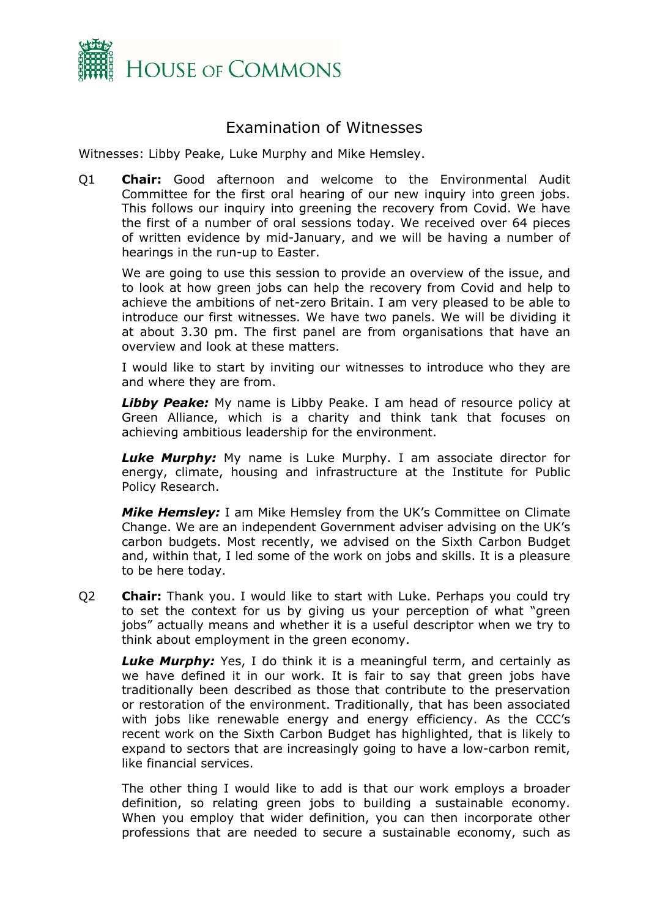# Examination of Witnesses

Witnesses: Libby Peake, Luke Murphy and Mike Hemsley.

Q1 **Chair:** Good afternoon and welcome to the Environmental Audit Committee for the first oral hearing of our new inquiry into green jobs. This follows our inquiry into greening the recovery from Covid. We have the first of a number of oral sessions today. We received over 64 pieces of written evidence by mid-January, and we will be having a number of hearings in the run-up to Easter.

We are going to use this session to provide an overview of the issue, and to look at how green jobs can help the recovery from Covid and help to achieve the ambitions of net-zero Britain. I am very pleased to be able to introduce our first witnesses. We have two panels. We will be dividing it at about 3.30 pm. The first panel are from organisations that have an overview and look at these matters.

I would like to start by inviting our witnesses to introduce who they are and where they are from.

***Libby Peake:*** My name is Libby Peake. I am head of resource policy at Green Alliance, which is a charity and think tank that focuses on achieving ambitious leadership for the environment.

***Luke Murphy:*** My name is Luke Murphy. I am associate director for energy, climate, housing and infrastructure at the Institute for Public Policy Research.

***Mike Hemsley:*** I am Mike Hemsley from the UK's Committee on Climate Change. We are an independent Government adviser advising on the UK's carbon budgets. Most recently, we advised on the Sixth Carbon Budget and, within that, I led some of the work on jobs and skills. It is a pleasure to be here today.

Q2 **Chair:** Thank you. I would like to start with Luke. Perhaps you could try to set the context for us by giving us your perception of what "green jobs" actually means and whether it is a useful descriptor when we try to think about employment in the green economy.

***Luke Murphy:*** Yes, I do think it is a meaningful term, and certainly as we have defined it in our work. It is fair to say that green jobs have traditionally been described as those that contribute to the preservation or restoration of the environment. Traditionally, that has been associated with jobs like renewable energy and energy efficiency. As the CCC's recent work on the Sixth Carbon Budget has highlighted, that is likely to expand to sectors that are increasingly going to have a low-carbon remit, like financial services.

The other thing I would like to add is that our work employs a broader definition, so relating green jobs to building a sustainable economy. When you employ that wider definition, you can then incorporate other professions that are needed to secure a sustainable economy, such as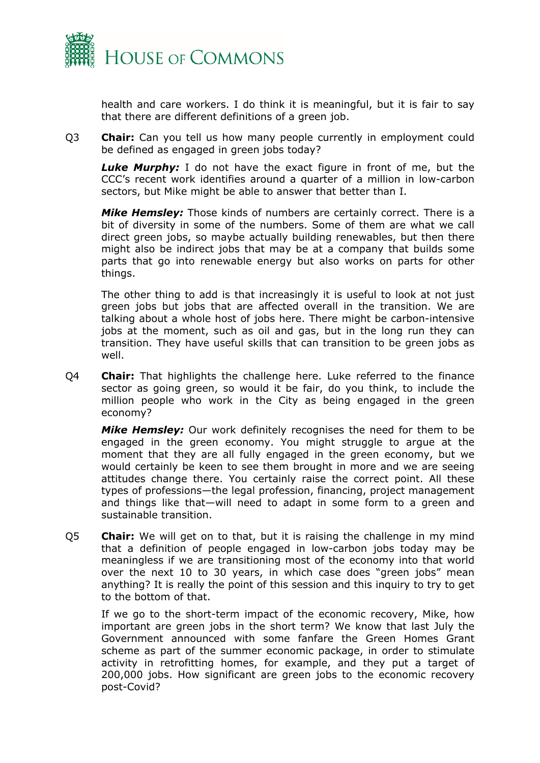health and care workers. I do think it is meaningful, but it is fair to say that there are different definitions of a green job.

Q3 **Chair:** Can you tell us how many people currently in employment could be defined as engaged in green jobs today?

***Luke Murphy:*** I do not have the exact figure in front of me, but the CCC's recent work identifies around a quarter of a million in low-carbon sectors, but Mike might be able to answer that better than I.

***Mike Hemsley:*** Those kinds of numbers are certainly correct. There is a bit of diversity in some of the numbers. Some of them are what we call direct green jobs, so maybe actually building renewables, but then there might also be indirect jobs that may be at a company that builds some parts that go into renewable energy but also works on parts for other things.

The other thing to add is that increasingly it is useful to look at not just green jobs but jobs that are affected overall in the transition. We are talking about a whole host of jobs here. There might be carbon-intensive jobs at the moment, such as oil and gas, but in the long run they can transition. They have useful skills that can transition to be green jobs as well.

Q4 **Chair:** That highlights the challenge here. Luke referred to the finance sector as going green, so would it be fair, do you think, to include the million people who work in the City as being engaged in the green economy?

***Mike Hemsley:*** Our work definitely recognises the need for them to be engaged in the green economy. You might struggle to argue at the moment that they are all fully engaged in the green economy, but we would certainly be keen to see them brought in more and we are seeing attitudes change there. You certainly raise the correct point. All these types of professions—the legal profession, financing, project management and things like that—will need to adapt in some form to a green and sustainable transition.

Q5 **Chair:** We will get on to that, but it is raising the challenge in my mind that a definition of people engaged in low-carbon jobs today may be meaningless if we are transitioning most of the economy into that world over the next 10 to 30 years, in which case does "green jobs" mean anything? It is really the point of this session and this inquiry to try to get to the bottom of that.

If we go to the short-term impact of the economic recovery, Mike, how important are green jobs in the short term? We know that last July the Government announced with some fanfare the Green Homes Grant scheme as part of the summer economic package, in order to stimulate activity in retrofitting homes, for example, and they put a target of 200,000 jobs. How significant are green jobs to the economic recovery post-Covid?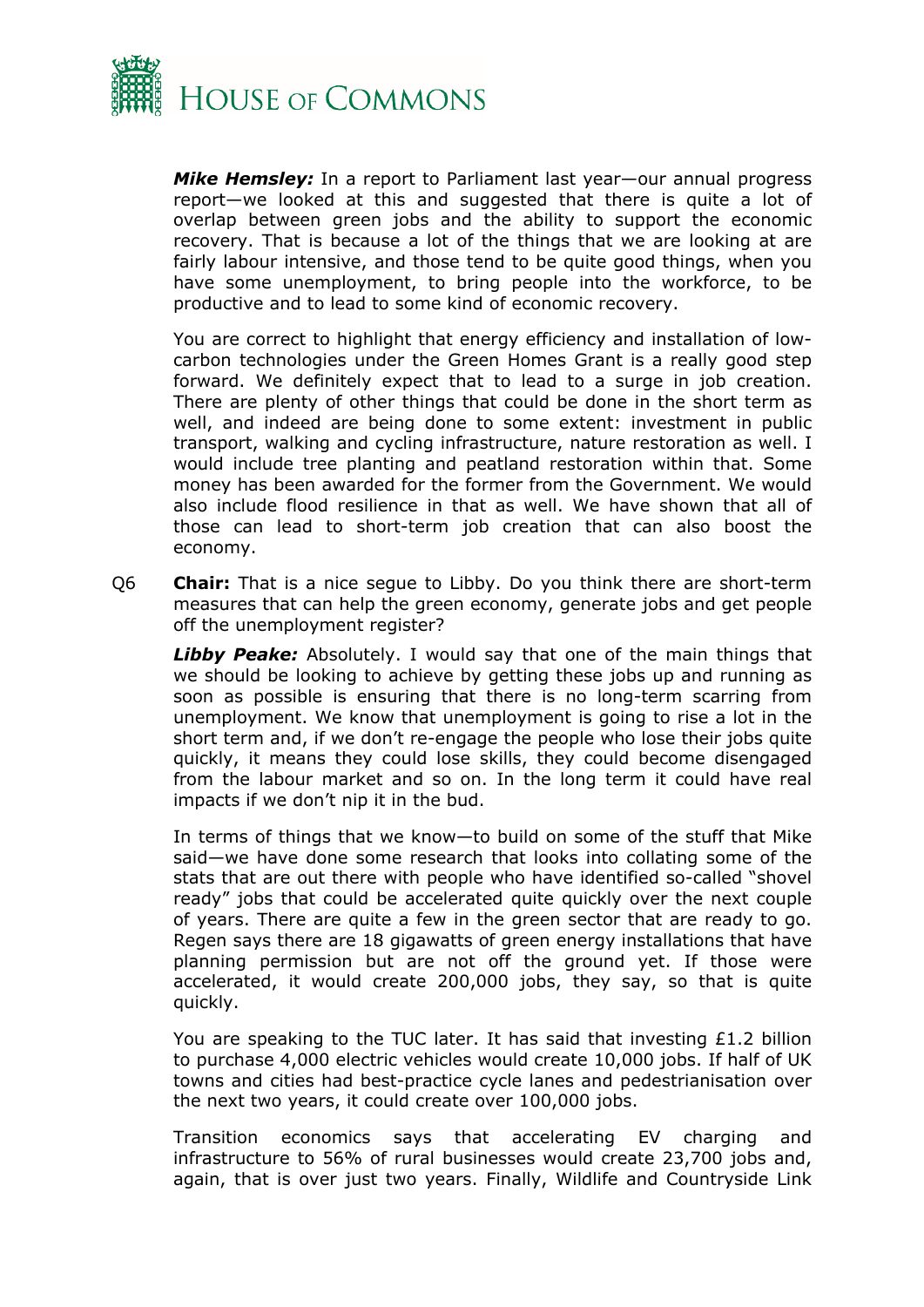***Mike Hemsley:*** In a report to Parliament last year—our annual progress report—we looked at this and suggested that there is quite a lot of overlap between green jobs and the ability to support the economic recovery. That is because a lot of the things that we are looking at are fairly labour intensive, and those tend to be quite good things, when you have some unemployment, to bring people into the workforce, to be productive and to lead to some kind of economic recovery.

You are correct to highlight that energy efficiency and installation of low-carbon technologies under the Green Homes Grant is a really good step forward. We definitely expect that to lead to a surge in job creation. There are plenty of other things that could be done in the short term as well, and indeed are being done to some extent: investment in public transport, walking and cycling infrastructure, nature restoration as well. I would include tree planting and peatland restoration within that. Some money has been awarded for the former from the Government. We would also include flood resilience in that as well. We have shown that all of those can lead to short-term job creation that can also boost the economy.

Q6 **Chair:** That is a nice segue to Libby. Do you think there are short-term measures that can help the green economy, generate jobs and get people off the unemployment register?

***Libby Peake:*** Absolutely. I would say that one of the main things that we should be looking to achieve by getting these jobs up and running as soon as possible is ensuring that there is no long-term scarring from unemployment. We know that unemployment is going to rise a lot in the short term and, if we don't re-engage the people who lose their jobs quite quickly, it means they could lose skills, they could become disengaged from the labour market and so on. In the long term it could have real impacts if we don't nip it in the bud.

In terms of things that we know—to build on some of the stuff that Mike said—we have done some research that looks into collating some of the stats that are out there with people who have identified so-called "shovel ready" jobs that could be accelerated quite quickly over the next couple of years. There are quite a few in the green sector that are ready to go. Regen says there are 18 gigawatts of green energy installations that have planning permission but are not off the ground yet. If those were accelerated, it would create 200,000 jobs, they say, so that is quite quickly.

You are speaking to the TUC later. It has said that investing £1.2 billion to purchase 4,000 electric vehicles would create 10,000 jobs. If half of UK towns and cities had best-practice cycle lanes and pedestrianisation over the next two years, it could create over 100,000 jobs.

Transition economics says that accelerating EV charging and infrastructure to 56% of rural businesses would create 23,700 jobs and, again, that is over just two years. Finally, Wildlife and Countryside Link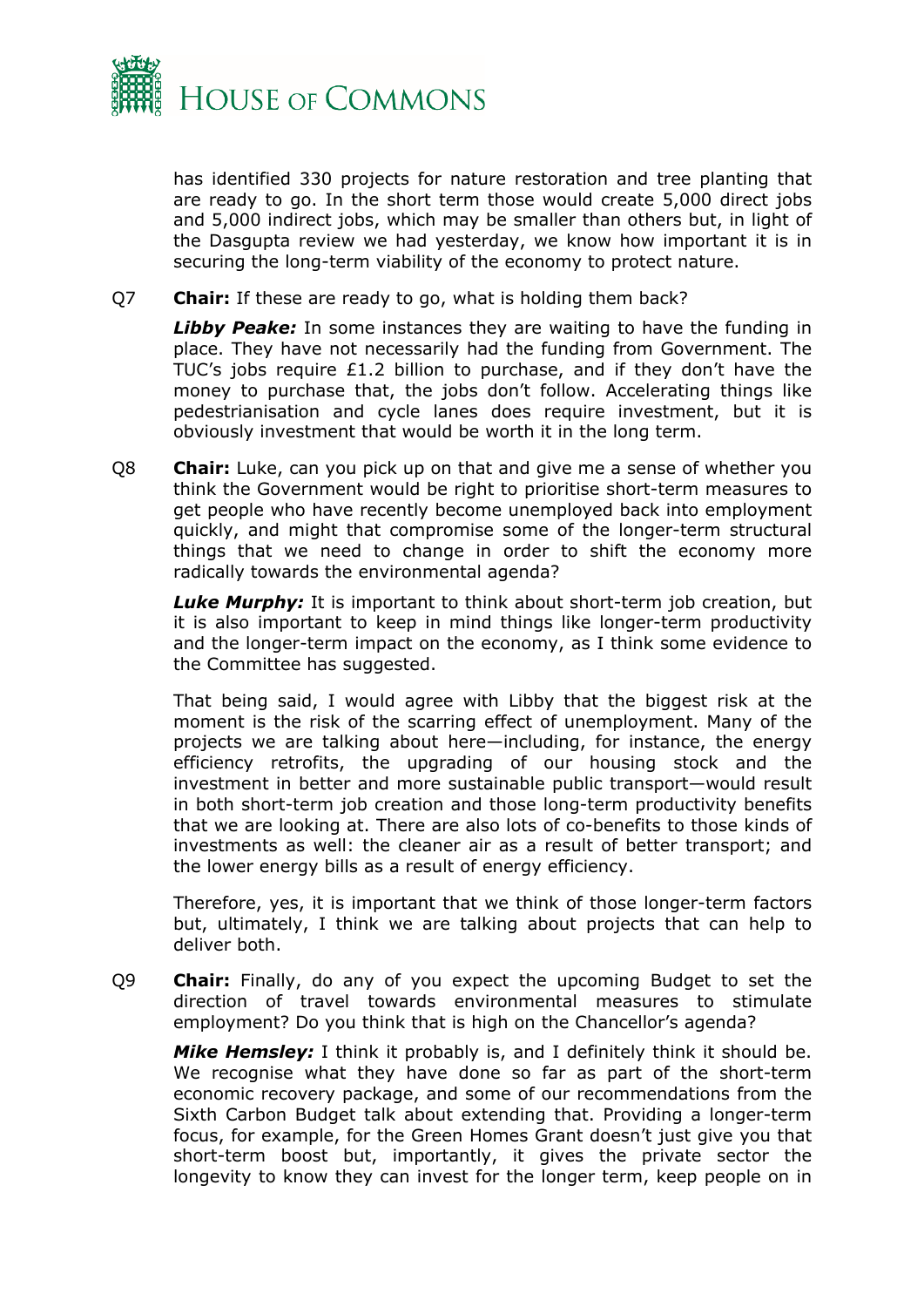has identified 330 projects for nature restoration and tree planting that are ready to go. In the short term those would create 5,000 direct jobs and 5,000 indirect jobs, which may be smaller than others but, in light of the Dasgupta review we had yesterday, we know how important it is in securing the long-term viability of the economy to protect nature.

Q7 **Chair:** If these are ready to go, what is holding them back?

***Libby Peake:*** In some instances they are waiting to have the funding in place. They have not necessarily had the funding from Government. The TUC's jobs require £1.2 billion to purchase, and if they don't have the money to purchase that, the jobs don't follow. Accelerating things like pedestrianisation and cycle lanes does require investment, but it is obviously investment that would be worth it in the long term.

Q8 **Chair:** Luke, can you pick up on that and give me a sense of whether you think the Government would be right to prioritise short-term measures to get people who have recently become unemployed back into employment quickly, and might that compromise some of the longer-term structural things that we need to change in order to shift the economy more radically towards the environmental agenda?

***Luke Murphy:*** It is important to think about short-term job creation, but it is also important to keep in mind things like longer-term productivity and the longer-term impact on the economy, as I think some evidence to the Committee has suggested.

That being said, I would agree with Libby that the biggest risk at the moment is the risk of the scarring effect of unemployment. Many of the projects we are talking about here—including, for instance, the energy efficiency retrofits, the upgrading of our housing stock and the investment in better and more sustainable public transport—would result in both short-term job creation and those long-term productivity benefits that we are looking at. There are also lots of co-benefits to those kinds of investments as well: the cleaner air as a result of better transport; and the lower energy bills as a result of energy efficiency.

Therefore, yes, it is important that we think of those longer-term factors but, ultimately, I think we are talking about projects that can help to deliver both.

Q9 **Chair:** Finally, do any of you expect the upcoming Budget to set the direction of travel towards environmental measures to stimulate employment? Do you think that is high on the Chancellor's agenda?

***Mike Hemsley:*** I think it probably is, and I definitely think it should be. We recognise what they have done so far as part of the short-term economic recovery package, and some of our recommendations from the Sixth Carbon Budget talk about extending that. Providing a longer-term focus, for example, for the Green Homes Grant doesn't just give you that short-term boost but, importantly, it gives the private sector the longevity to know they can invest for the longer term, keep people on in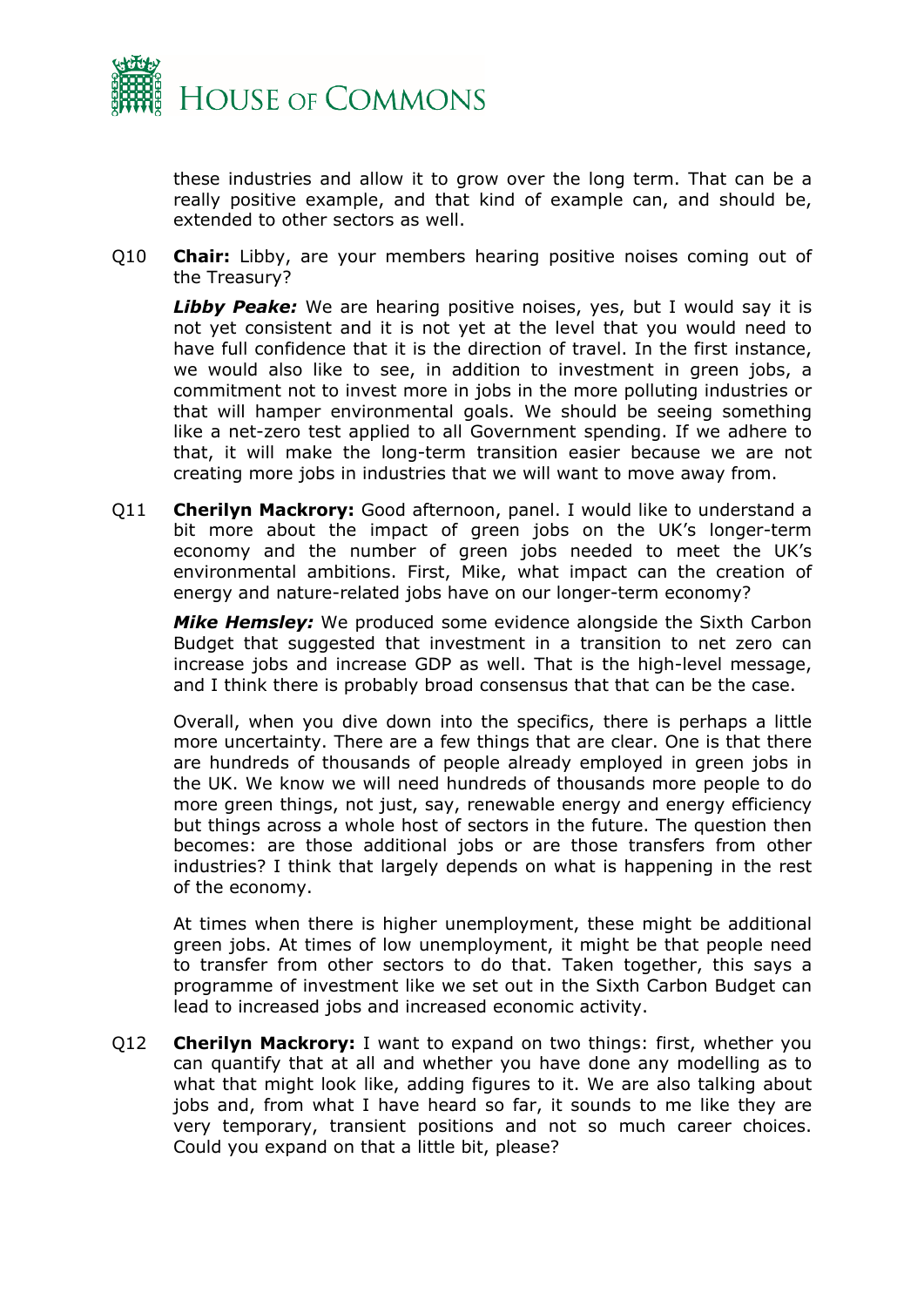these industries and allow it to grow over the long term. That can be a really positive example, and that kind of example can, and should be, extended to other sectors as well.

Q10 **Chair:** Libby, are your members hearing positive noises coming out of the Treasury?

***Libby Peake:*** We are hearing positive noises, yes, but I would say it is not yet consistent and it is not yet at the level that you would need to have full confidence that it is the direction of travel. In the first instance, we would also like to see, in addition to investment in green jobs, a commitment not to invest more in jobs in the more polluting industries or that will hamper environmental goals. We should be seeing something like a net-zero test applied to all Government spending. If we adhere to that, it will make the long-term transition easier because we are not creating more jobs in industries that we will want to move away from.

Q11 **Cherilyn Mackrory:** Good afternoon, panel. I would like to understand a bit more about the impact of green jobs on the UK's longer-term economy and the number of green jobs needed to meet the UK's environmental ambitions. First, Mike, what impact can the creation of energy and nature-related jobs have on our longer-term economy?

***Mike Hemsley:*** We produced some evidence alongside the Sixth Carbon Budget that suggested that investment in a transition to net zero can increase jobs and increase GDP as well. That is the high-level message, and I think there is probably broad consensus that that can be the case.

Overall, when you dive down into the specifics, there is perhaps a little more uncertainty. There are a few things that are clear. One is that there are hundreds of thousands of people already employed in green jobs in the UK. We know we will need hundreds of thousands more people to do more green things, not just, say, renewable energy and energy efficiency but things across a whole host of sectors in the future. The question then becomes: are those additional jobs or are those transfers from other industries? I think that largely depends on what is happening in the rest of the economy.

At times when there is higher unemployment, these might be additional green jobs. At times of low unemployment, it might be that people need to transfer from other sectors to do that. Taken together, this says a programme of investment like we set out in the Sixth Carbon Budget can lead to increased jobs and increased economic activity.

Q12 **Cherilyn Mackrory:** I want to expand on two things: first, whether you can quantify that at all and whether you have done any modelling as to what that might look like, adding figures to it. We are also talking about jobs and, from what I have heard so far, it sounds to me like they are very temporary, transient positions and not so much career choices. Could you expand on that a little bit, please?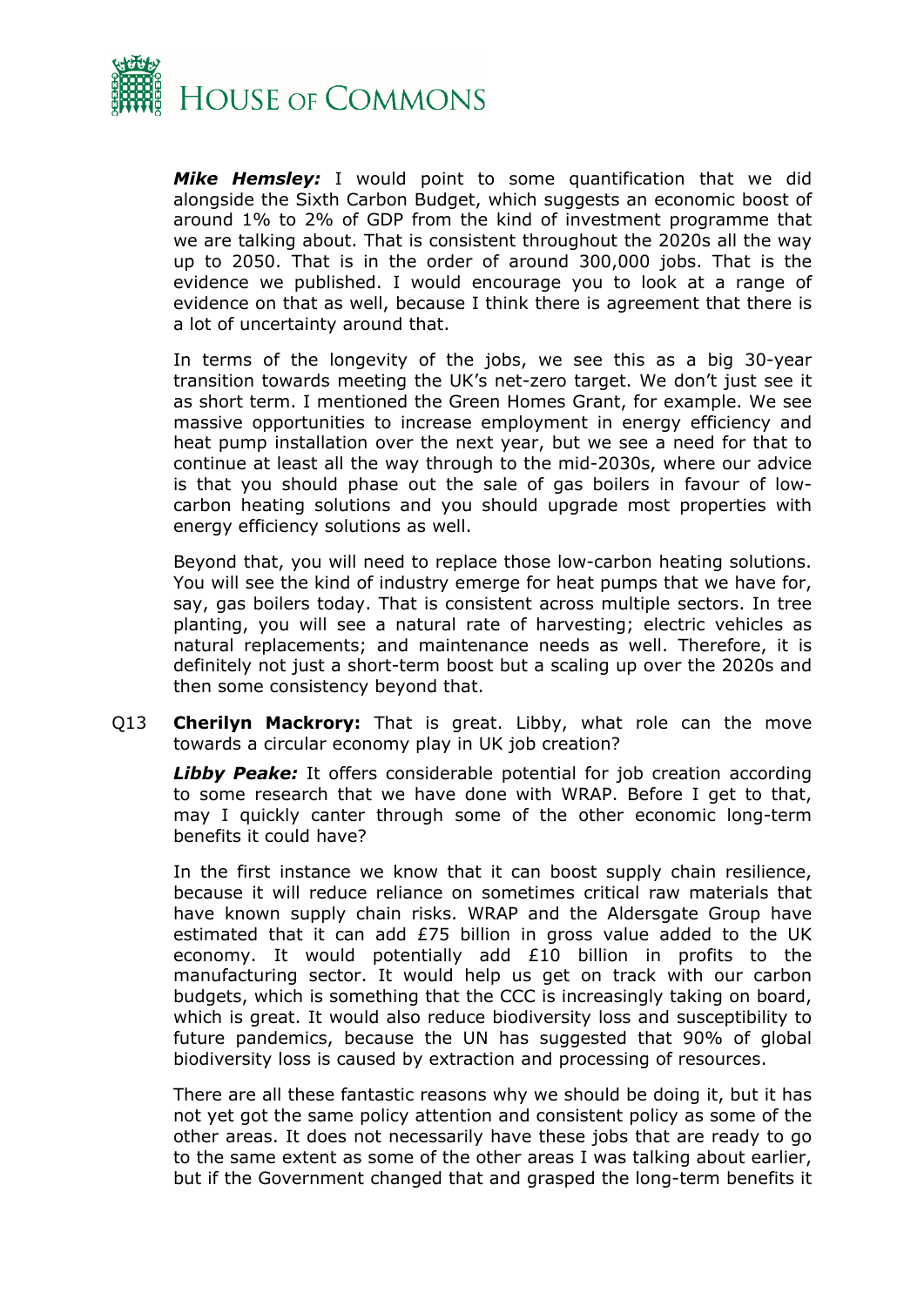***Mike Hemsley:*** I would point to some quantification that we did alongside the Sixth Carbon Budget, which suggests an economic boost of around 1% to 2% of GDP from the kind of investment programme that we are talking about. That is consistent throughout the 2020s all the way up to 2050. That is in the order of around 300,000 jobs. That is the evidence we published. I would encourage you to look at a range of evidence on that as well, because I think there is agreement that there is a lot of uncertainty around that.

In terms of the longevity of the jobs, we see this as a big 30-year transition towards meeting the UK's net-zero target. We don't just see it as short term. I mentioned the Green Homes Grant, for example. We see massive opportunities to increase employment in energy efficiency and heat pump installation over the next year, but we see a need for that to continue at least all the way through to the mid-2030s, where our advice is that you should phase out the sale of gas boilers in favour of low-carbon heating solutions and you should upgrade most properties with energy efficiency solutions as well.

Beyond that, you will need to replace those low-carbon heating solutions. You will see the kind of industry emerge for heat pumps that we have for, say, gas boilers today. That is consistent across multiple sectors. In tree planting, you will see a natural rate of harvesting; electric vehicles as natural replacements; and maintenance needs as well. Therefore, it is definitely not just a short-term boost but a scaling up over the 2020s and then some consistency beyond that.

Q13 **Cherilyn Mackrory:** That is great. Libby, what role can the move towards a circular economy play in UK job creation?

***Libby Peake:*** It offers considerable potential for job creation according to some research that we have done with WRAP. Before I get to that, may I quickly canter through some of the other economic long-term benefits it could have?

In the first instance we know that it can boost supply chain resilience, because it will reduce reliance on sometimes critical raw materials that have known supply chain risks. WRAP and the Aldersgate Group have estimated that it can add £75 billion in gross value added to the UK economy. It would potentially add £10 billion in profits to the manufacturing sector. It would help us get on track with our carbon budgets, which is something that the CCC is increasingly taking on board, which is great. It would also reduce biodiversity loss and susceptibility to future pandemics, because the UN has suggested that 90% of global biodiversity loss is caused by extraction and processing of resources.

There are all these fantastic reasons why we should be doing it, but it has not yet got the same policy attention and consistent policy as some of the other areas. It does not necessarily have these jobs that are ready to go to the same extent as some of the other areas I was talking about earlier, but if the Government changed that and grasped the long-term benefits it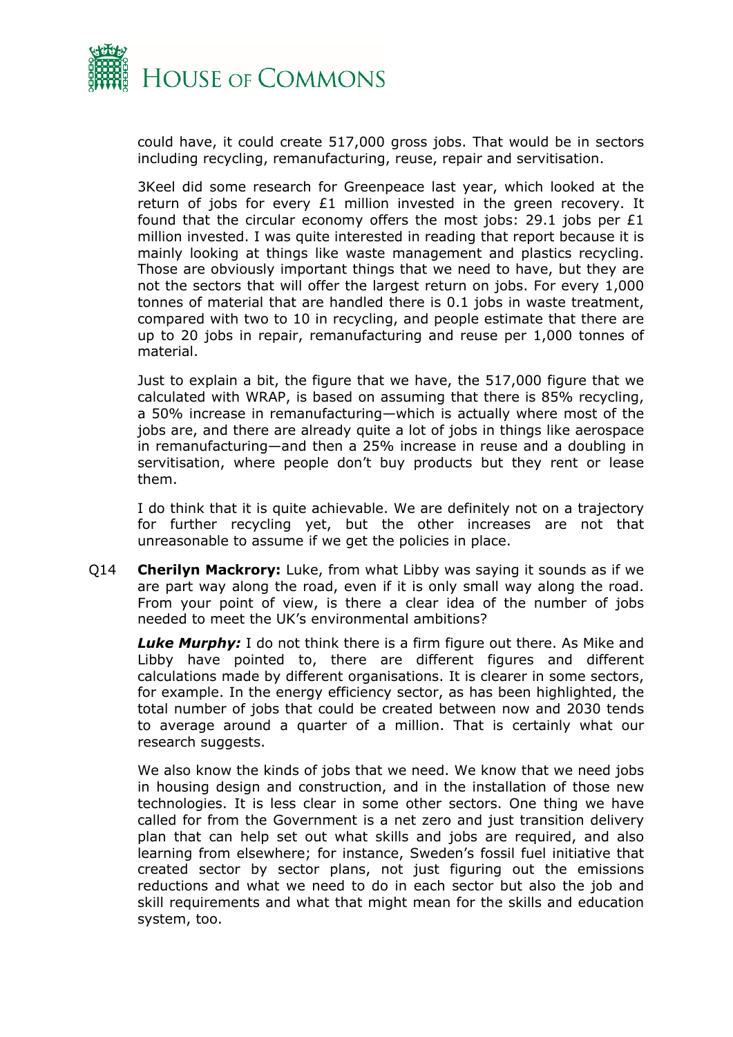could have, it could create 517,000 gross jobs. That would be in sectors including recycling, remanufacturing, reuse, repair and servitisation.

3Keel did some research for Greenpeace last year, which looked at the return of jobs for every £1 million invested in the green recovery. It found that the circular economy offers the most jobs: 29.1 jobs per £1 million invested. I was quite interested in reading that report because it is mainly looking at things like waste management and plastics recycling. Those are obviously important things that we need to have, but they are not the sectors that will offer the largest return on jobs. For every 1,000 tonnes of material that are handled there is 0.1 jobs in waste treatment, compared with two to 10 in recycling, and people estimate that there are up to 20 jobs in repair, remanufacturing and reuse per 1,000 tonnes of material.

Just to explain a bit, the figure that we have, the 517,000 figure that we calculated with WRAP, is based on assuming that there is 85% recycling, a 50% increase in remanufacturing—which is actually where most of the jobs are, and there are already quite a lot of jobs in things like aerospace in remanufacturing—and then a 25% increase in reuse and a doubling in servitisation, where people don't buy products but they rent or lease them.

I do think that it is quite achievable. We are definitely not on a trajectory for further recycling yet, but the other increases are not that unreasonable to assume if we get the policies in place.

Q14 **Cherilyn Mackrory:** Luke, from what Libby was saying it sounds as if we are part way along the road, even if it is only small way along the road. From your point of view, is there a clear idea of the number of jobs needed to meet the UK's environmental ambitions?

***Luke Murphy:*** I do not think there is a firm figure out there. As Mike and Libby have pointed to, there are different figures and different calculations made by different organisations. It is clearer in some sectors, for example. In the energy efficiency sector, as has been highlighted, the total number of jobs that could be created between now and 2030 tends to average around a quarter of a million. That is certainly what our research suggests.

We also know the kinds of jobs that we need. We know that we need jobs in housing design and construction, and in the installation of those new technologies. It is less clear in some other sectors. One thing we have called for from the Government is a net zero and just transition delivery plan that can help set out what skills and jobs are required, and also learning from elsewhere; for instance, Sweden's fossil fuel initiative that created sector by sector plans, not just figuring out the emissions reductions and what we need to do in each sector but also the job and skill requirements and what that might mean for the skills and education system, too.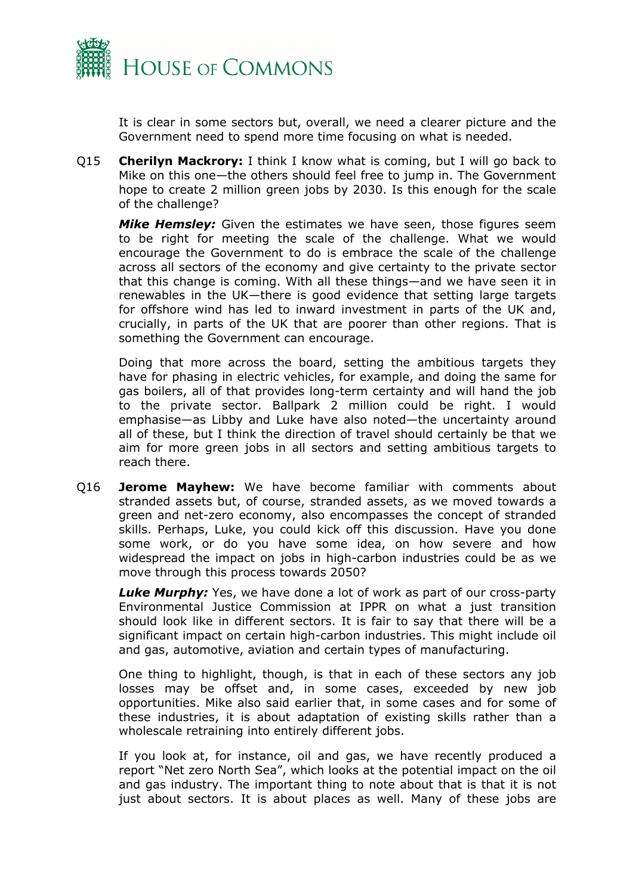It is clear in some sectors but, overall, we need a clearer picture and the Government need to spend more time focusing on what is needed.

Q15 **Cherilyn Mackrory:** I think I know what is coming, but I will go back to Mike on this one—the others should feel free to jump in. The Government hope to create 2 million green jobs by 2030. Is this enough for the scale of the challenge?

***Mike Hemsley:*** Given the estimates we have seen, those figures seem to be right for meeting the scale of the challenge. What we would encourage the Government to do is embrace the scale of the challenge across all sectors of the economy and give certainty to the private sector that this change is coming. With all these things—and we have seen it in renewables in the UK—there is good evidence that setting large targets for offshore wind has led to inward investment in parts of the UK and, crucially, in parts of the UK that are poorer than other regions. That is something the Government can encourage.

Doing that more across the board, setting the ambitious targets they have for phasing in electric vehicles, for example, and doing the same for gas boilers, all of that provides long-term certainty and will hand the job to the private sector. Ballpark 2 million could be right. I would emphasise—as Libby and Luke have also noted—the uncertainty around all of these, but I think the direction of travel should certainly be that we aim for more green jobs in all sectors and setting ambitious targets to reach there.

Q16 **Jerome Mayhew:** We have become familiar with comments about stranded assets but, of course, stranded assets, as we moved towards a green and net-zero economy, also encompasses the concept of stranded skills. Perhaps, Luke, you could kick off this discussion. Have you done some work, or do you have some idea, on how severe and how widespread the impact on jobs in high-carbon industries could be as we move through this process towards 2050?

***Luke Murphy:*** Yes, we have done a lot of work as part of our cross-party Environmental Justice Commission at IPPR on what a just transition should look like in different sectors. It is fair to say that there will be a significant impact on certain high-carbon industries. This might include oil and gas, automotive, aviation and certain types of manufacturing.

One thing to highlight, though, is that in each of these sectors any job losses may be offset and, in some cases, exceeded by new job opportunities. Mike also said earlier that, in some cases and for some of these industries, it is about adaptation of existing skills rather than a wholescale retraining into entirely different jobs.

If you look at, for instance, oil and gas, we have recently produced a report "Net zero North Sea", which looks at the potential impact on the oil and gas industry. The important thing to note about that is that it is not just about sectors. It is about places as well. Many of these jobs are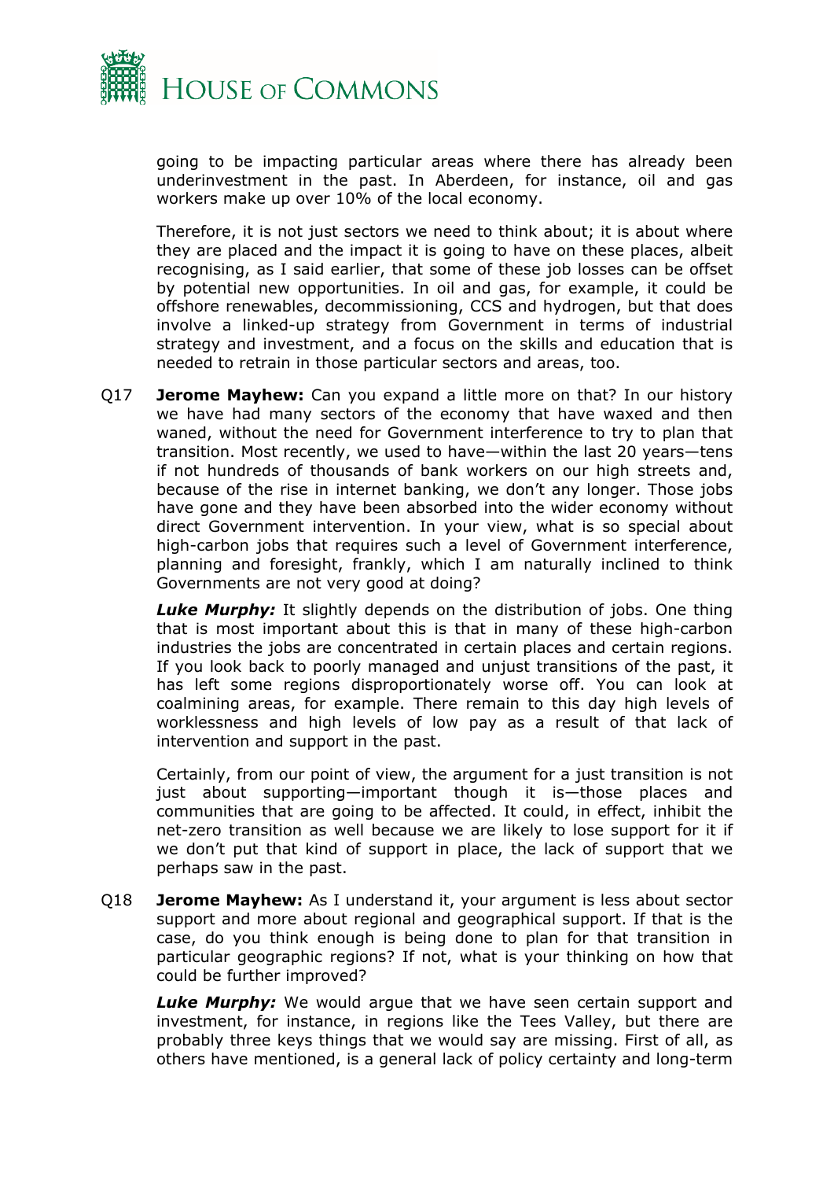going to be impacting particular areas where there has already been underinvestment in the past. In Aberdeen, for instance, oil and gas workers make up over 10% of the local economy.

Therefore, it is not just sectors we need to think about; it is about where they are placed and the impact it is going to have on these places, albeit recognising, as I said earlier, that some of these job losses can be offset by potential new opportunities. In oil and gas, for example, it could be offshore renewables, decommissioning, CCS and hydrogen, but that does involve a linked-up strategy from Government in terms of industrial strategy and investment, and a focus on the skills and education that is needed to retrain in those particular sectors and areas, too.

Q17 **Jerome Mayhew:** Can you expand a little more on that? In our history we have had many sectors of the economy that have waxed and then waned, without the need for Government interference to try to plan that transition. Most recently, we used to have—within the last 20 years—tens if not hundreds of thousands of bank workers on our high streets and, because of the rise in internet banking, we don't any longer. Those jobs have gone and they have been absorbed into the wider economy without direct Government intervention. In your view, what is so special about high-carbon jobs that requires such a level of Government interference, planning and foresight, frankly, which I am naturally inclined to think Governments are not very good at doing?

***Luke Murphy:*** It slightly depends on the distribution of jobs. One thing that is most important about this is that in many of these high-carbon industries the jobs are concentrated in certain places and certain regions. If you look back to poorly managed and unjust transitions of the past, it has left some regions disproportionately worse off. You can look at coalmining areas, for example. There remain to this day high levels of worklessness and high levels of low pay as a result of that lack of intervention and support in the past.

Certainly, from our point of view, the argument for a just transition is not just about supporting—important though it is—those places and communities that are going to be affected. It could, in effect, inhibit the net-zero transition as well because we are likely to lose support for it if we don't put that kind of support in place, the lack of support that we perhaps saw in the past.

Q18 **Jerome Mayhew:** As I understand it, your argument is less about sector support and more about regional and geographical support. If that is the case, do you think enough is being done to plan for that transition in particular geographic regions? If not, what is your thinking on how that could be further improved?

***Luke Murphy:*** We would argue that we have seen certain support and investment, for instance, in regions like the Tees Valley, but there are probably three keys things that we would say are missing. First of all, as others have mentioned, is a general lack of policy certainty and long-term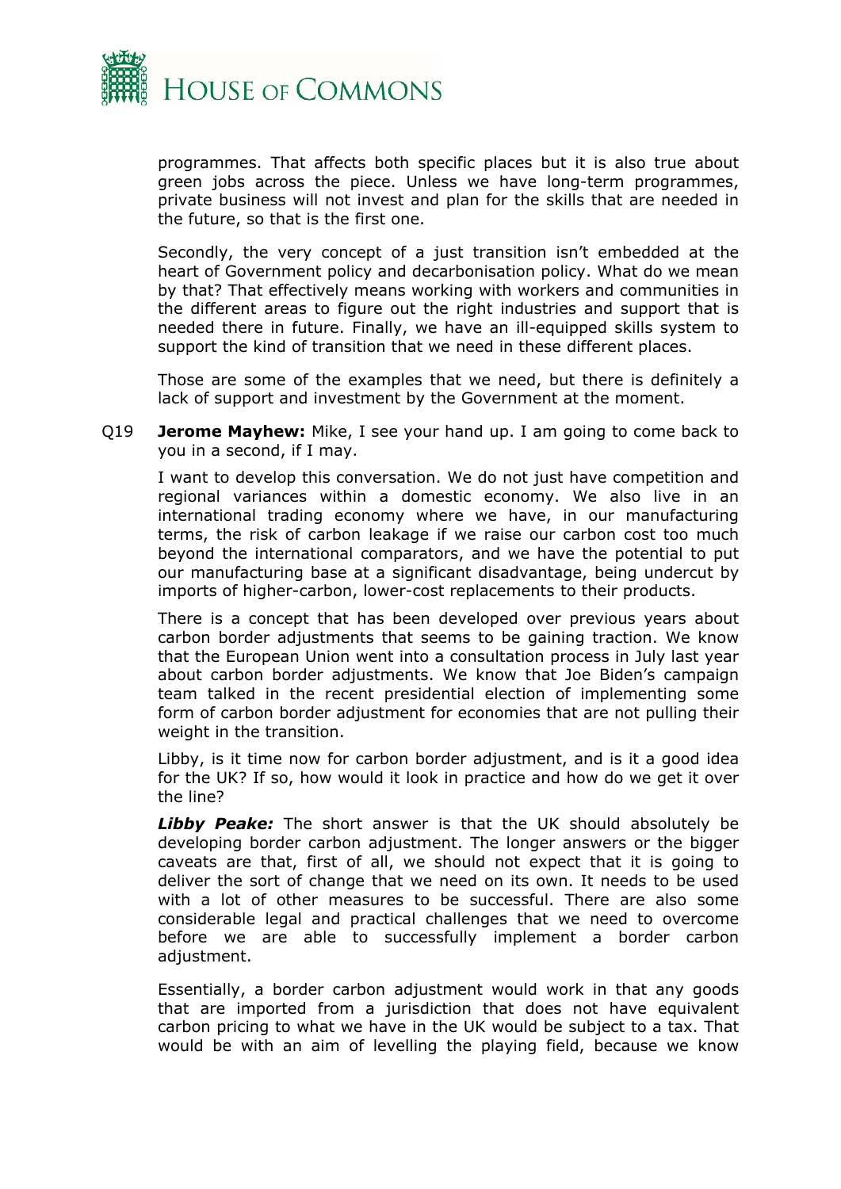programmes. That affects both specific places but it is also true about green jobs across the piece. Unless we have long-term programmes, private business will not invest and plan for the skills that are needed in the future, so that is the first one.

Secondly, the very concept of a just transition isn't embedded at the heart of Government policy and decarbonisation policy. What do we mean by that? That effectively means working with workers and communities in the different areas to figure out the right industries and support that is needed there in future. Finally, we have an ill-equipped skills system to support the kind of transition that we need in these different places.

Those are some of the examples that we need, but there is definitely a lack of support and investment by the Government at the moment.

Q19 **Jerome Mayhew:** Mike, I see your hand up. I am going to come back to you in a second, if I may.

I want to develop this conversation. We do not just have competition and regional variances within a domestic economy. We also live in an international trading economy where we have, in our manufacturing terms, the risk of carbon leakage if we raise our carbon cost too much beyond the international comparators, and we have the potential to put our manufacturing base at a significant disadvantage, being undercut by imports of higher-carbon, lower-cost replacements to their products.

There is a concept that has been developed over previous years about carbon border adjustments that seems to be gaining traction. We know that the European Union went into a consultation process in July last year about carbon border adjustments. We know that Joe Biden's campaign team talked in the recent presidential election of implementing some form of carbon border adjustment for economies that are not pulling their weight in the transition.

Libby, is it time now for carbon border adjustment, and is it a good idea for the UK? If so, how would it look in practice and how do we get it over the line?

***Libby Peake:*** The short answer is that the UK should absolutely be developing border carbon adjustment. The longer answers or the bigger caveats are that, first of all, we should not expect that it is going to deliver the sort of change that we need on its own. It needs to be used with a lot of other measures to be successful. There are also some considerable legal and practical challenges that we need to overcome before we are able to successfully implement a border carbon adjustment.

Essentially, a border carbon adjustment would work in that any goods that are imported from a jurisdiction that does not have equivalent carbon pricing to what we have in the UK would be subject to a tax. That would be with an aim of levelling the playing field, because we know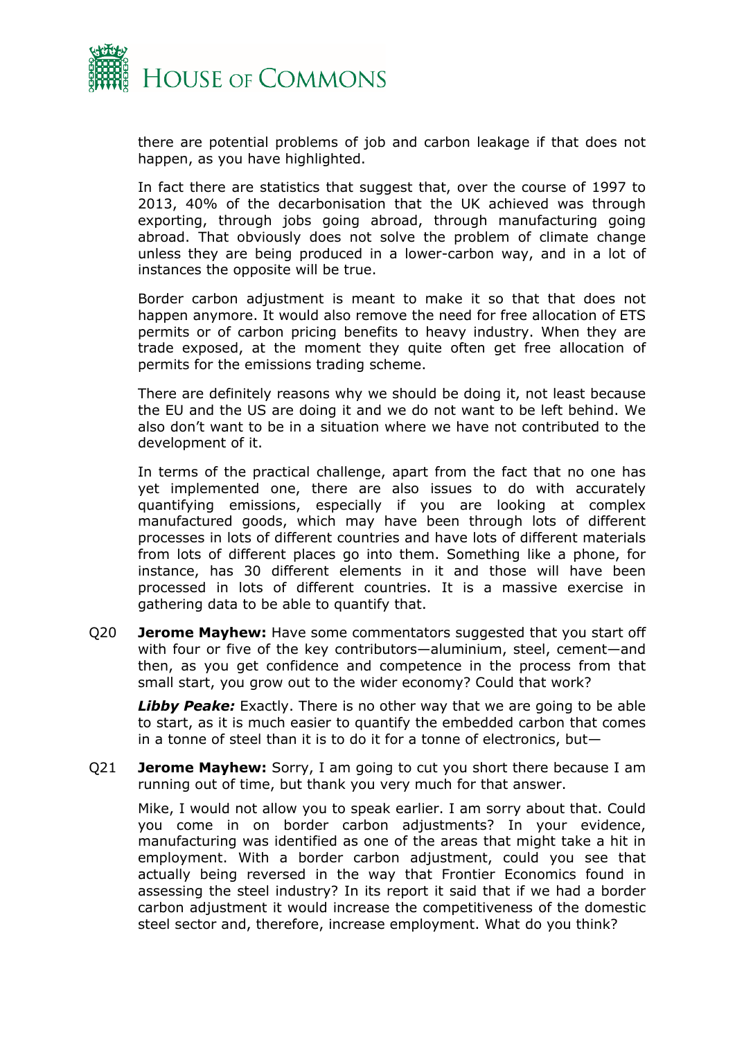there are potential problems of job and carbon leakage if that does not happen, as you have highlighted.

In fact there are statistics that suggest that, over the course of 1997 to 2013, 40% of the decarbonisation that the UK achieved was through exporting, through jobs going abroad, through manufacturing going abroad. That obviously does not solve the problem of climate change unless they are being produced in a lower-carbon way, and in a lot of instances the opposite will be true.

Border carbon adjustment is meant to make it so that that does not happen anymore. It would also remove the need for free allocation of ETS permits or of carbon pricing benefits to heavy industry. When they are trade exposed, at the moment they quite often get free allocation of permits for the emissions trading scheme.

There are definitely reasons why we should be doing it, not least because the EU and the US are doing it and we do not want to be left behind. We also don't want to be in a situation where we have not contributed to the development of it.

In terms of the practical challenge, apart from the fact that no one has yet implemented one, there are also issues to do with accurately quantifying emissions, especially if you are looking at complex manufactured goods, which may have been through lots of different processes in lots of different countries and have lots of different materials from lots of different places go into them. Something like a phone, for instance, has 30 different elements in it and those will have been processed in lots of different countries. It is a massive exercise in gathering data to be able to quantify that.

Q20 **Jerome Mayhew:** Have some commentators suggested that you start off with four or five of the key contributors—aluminium, steel, cement—and then, as you get confidence and competence in the process from that small start, you grow out to the wider economy? Could that work?

***Libby Peake:*** Exactly. There is no other way that we are going to be able to start, as it is much easier to quantify the embedded carbon that comes in a tonne of steel than it is to do it for a tonne of electronics, but—

Q21 **Jerome Mayhew:** Sorry, I am going to cut you short there because I am running out of time, but thank you very much for that answer.

Mike, I would not allow you to speak earlier. I am sorry about that. Could you come in on border carbon adjustments? In your evidence, manufacturing was identified as one of the areas that might take a hit in employment. With a border carbon adjustment, could you see that actually being reversed in the way that Frontier Economics found in assessing the steel industry? In its report it said that if we had a border carbon adjustment it would increase the competitiveness of the domestic steel sector and, therefore, increase employment. What do you think?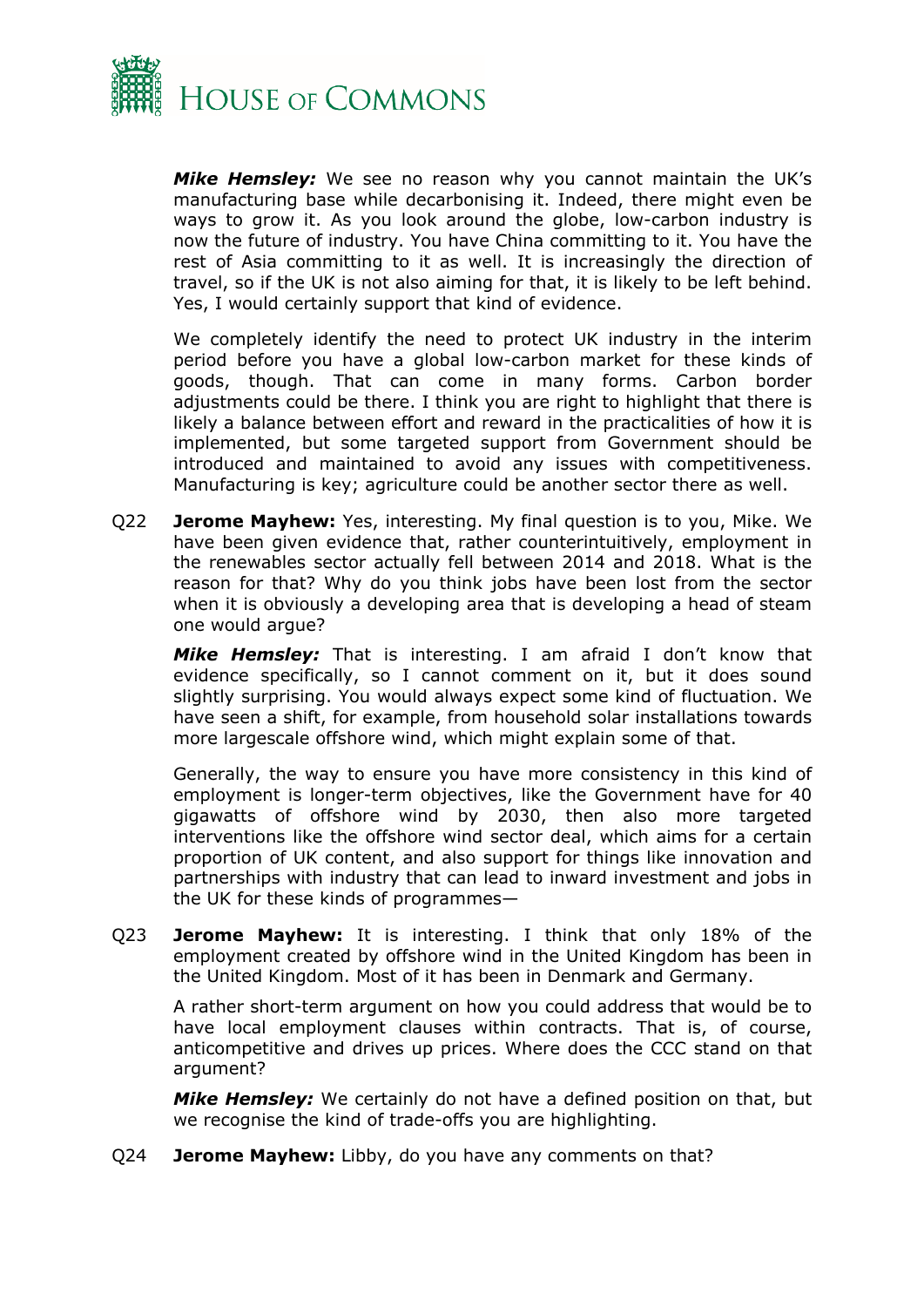***Mike Hemsley:*** We see no reason why you cannot maintain the UK's manufacturing base while decarbonising it. Indeed, there might even be ways to grow it. As you look around the globe, low-carbon industry is now the future of industry. You have China committing to it. You have the rest of Asia committing to it as well. It is increasingly the direction of travel, so if the UK is not also aiming for that, it is likely to be left behind. Yes, I would certainly support that kind of evidence.

We completely identify the need to protect UK industry in the interim period before you have a global low-carbon market for these kinds of goods, though. That can come in many forms. Carbon border adjustments could be there. I think you are right to highlight that there is likely a balance between effort and reward in the practicalities of how it is implemented, but some targeted support from Government should be introduced and maintained to avoid any issues with competitiveness. Manufacturing is key; agriculture could be another sector there as well.

Q22 **Jerome Mayhew:** Yes, interesting. My final question is to you, Mike. We have been given evidence that, rather counterintuitively, employment in the renewables sector actually fell between 2014 and 2018. What is the reason for that? Why do you think jobs have been lost from the sector when it is obviously a developing area that is developing a head of steam one would argue?

***Mike Hemsley:*** That is interesting. I am afraid I don't know that evidence specifically, so I cannot comment on it, but it does sound slightly surprising. You would always expect some kind of fluctuation. We have seen a shift, for example, from household solar installations towards more largescale offshore wind, which might explain some of that.

Generally, the way to ensure you have more consistency in this kind of employment is longer-term objectives, like the Government have for 40 gigawatts of offshore wind by 2030, then also more targeted interventions like the offshore wind sector deal, which aims for a certain proportion of UK content, and also support for things like innovation and partnerships with industry that can lead to inward investment and jobs in the UK for these kinds of programmes—

Q23 **Jerome Mayhew:** It is interesting. I think that only 18% of the employment created by offshore wind in the United Kingdom has been in the United Kingdom. Most of it has been in Denmark and Germany.

A rather short-term argument on how you could address that would be to have local employment clauses within contracts. That is, of course, anticompetitive and drives up prices. Where does the CCC stand on that argument?

***Mike Hemsley:*** We certainly do not have a defined position on that, but we recognise the kind of trade-offs you are highlighting.

Q24 **Jerome Mayhew:** Libby, do you have any comments on that?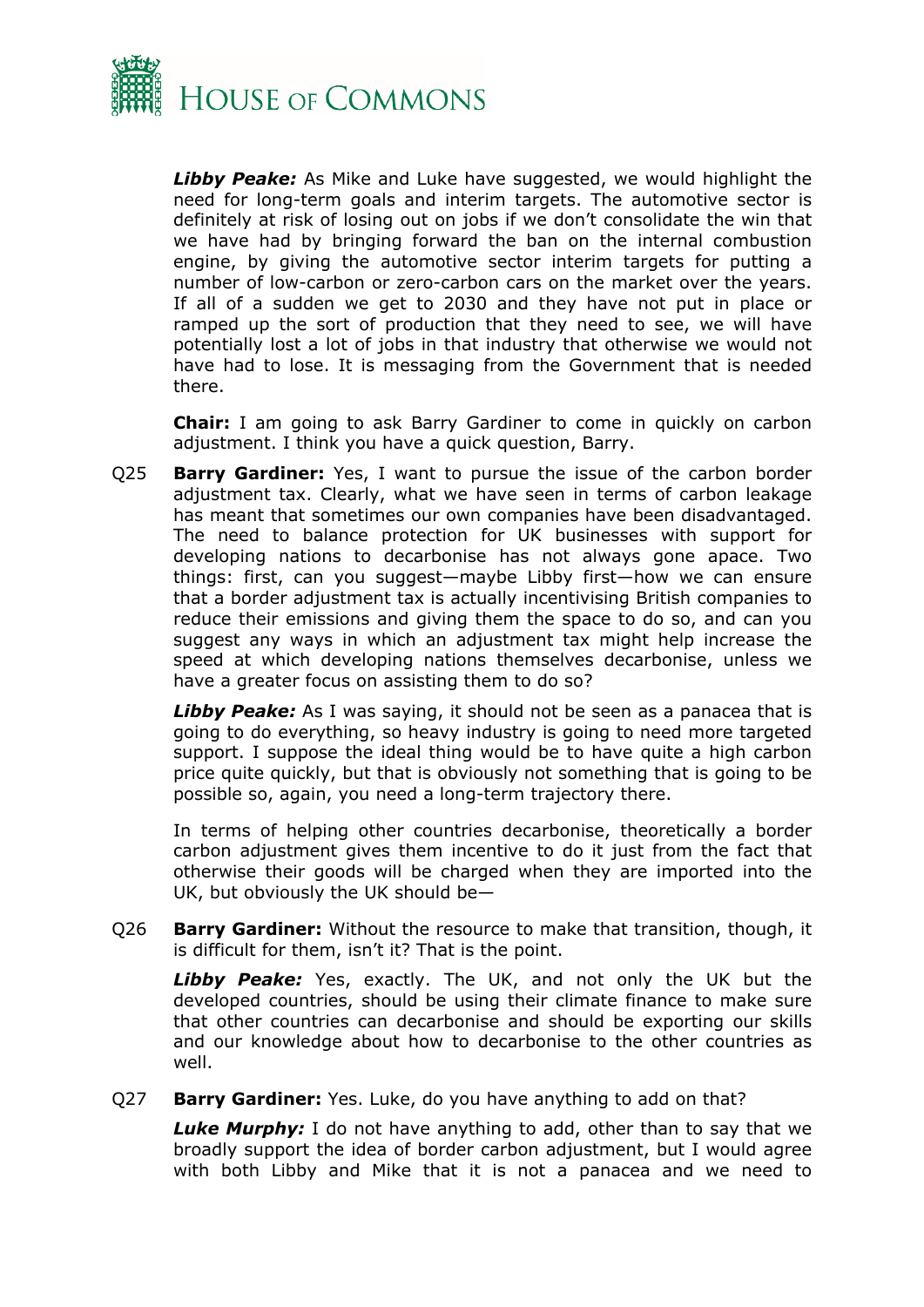***Libby Peake:*** As Mike and Luke have suggested, we would highlight the need for long-term goals and interim targets. The automotive sector is definitely at risk of losing out on jobs if we don't consolidate the win that we have had by bringing forward the ban on the internal combustion engine, by giving the automotive sector interim targets for putting a number of low-carbon or zero-carbon cars on the market over the years. If all of a sudden we get to 2030 and they have not put in place or ramped up the sort of production that they need to see, we will have potentially lost a lot of jobs in that industry that otherwise we would not have had to lose. It is messaging from the Government that is needed there.

**Chair:** I am going to ask Barry Gardiner to come in quickly on carbon adjustment. I think you have a quick question, Barry.

Q25 **Barry Gardiner:** Yes, I want to pursue the issue of the carbon border adjustment tax. Clearly, what we have seen in terms of carbon leakage has meant that sometimes our own companies have been disadvantaged. The need to balance protection for UK businesses with support for developing nations to decarbonise has not always gone apace. Two things: first, can you suggest—maybe Libby first—how we can ensure that a border adjustment tax is actually incentivising British companies to reduce their emissions and giving them the space to do so, and can you suggest any ways in which an adjustment tax might help increase the speed at which developing nations themselves decarbonise, unless we have a greater focus on assisting them to do so?

***Libby Peake:*** As I was saying, it should not be seen as a panacea that is going to do everything, so heavy industry is going to need more targeted support. I suppose the ideal thing would be to have quite a high carbon price quite quickly, but that is obviously not something that is going to be possible so, again, you need a long-term trajectory there.

In terms of helping other countries decarbonise, theoretically a border carbon adjustment gives them incentive to do it just from the fact that otherwise their goods will be charged when they are imported into the UK, but obviously the UK should be—

Q26 **Barry Gardiner:** Without the resource to make that transition, though, it is difficult for them, isn't it? That is the point.

***Libby Peake:*** Yes, exactly. The UK, and not only the UK but the developed countries, should be using their climate finance to make sure that other countries can decarbonise and should be exporting our skills and our knowledge about how to decarbonise to the other countries as well.

Q27 **Barry Gardiner:** Yes. Luke, do you have anything to add on that?

***Luke Murphy:*** I do not have anything to add, other than to say that we broadly support the idea of border carbon adjustment, but I would agree with both Libby and Mike that it is not a panacea and we need to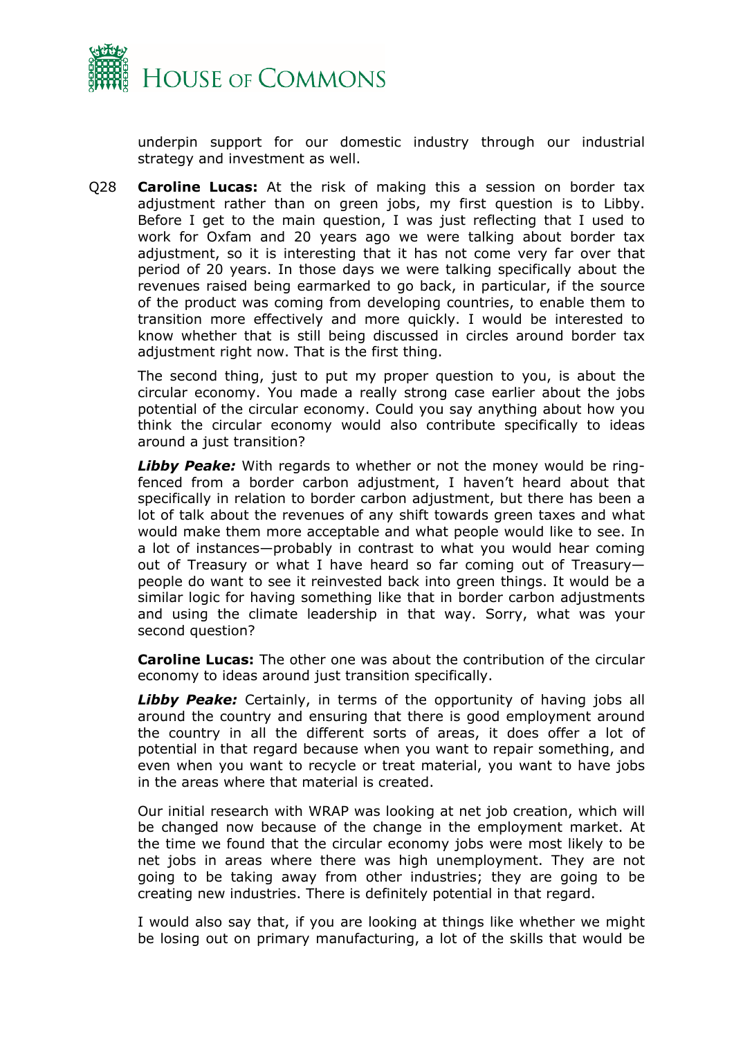underpin support for our domestic industry through our industrial strategy and investment as well.

Q28 **Caroline Lucas:** At the risk of making this a session on border tax adjustment rather than on green jobs, my first question is to Libby. Before I get to the main question, I was just reflecting that I used to work for Oxfam and 20 years ago we were talking about border tax adjustment, so it is interesting that it has not come very far over that period of 20 years. In those days we were talking specifically about the revenues raised being earmarked to go back, in particular, if the source of the product was coming from developing countries, to enable them to transition more effectively and more quickly. I would be interested to know whether that is still being discussed in circles around border tax adjustment right now. That is the first thing.

The second thing, just to put my proper question to you, is about the circular economy. You made a really strong case earlier about the jobs potential of the circular economy. Could you say anything about how you think the circular economy would also contribute specifically to ideas around a just transition?

***Libby Peake:*** With regards to whether or not the money would be ring-fenced from a border carbon adjustment, I haven't heard about that specifically in relation to border carbon adjustment, but there has been a lot of talk about the revenues of any shift towards green taxes and what would make them more acceptable and what people would like to see. In a lot of instances—probably in contrast to what you would hear coming out of Treasury or what I have heard so far coming out of Treasury—people do want to see it reinvested back into green things. It would be a similar logic for having something like that in border carbon adjustments and using the climate leadership in that way. Sorry, what was your second question?

**Caroline Lucas:** The other one was about the contribution of the circular economy to ideas around just transition specifically.

***Libby Peake:*** Certainly, in terms of the opportunity of having jobs all around the country and ensuring that there is good employment around the country in all the different sorts of areas, it does offer a lot of potential in that regard because when you want to repair something, and even when you want to recycle or treat material, you want to have jobs in the areas where that material is created.

Our initial research with WRAP was looking at net job creation, which will be changed now because of the change in the employment market. At the time we found that the circular economy jobs were most likely to be net jobs in areas where there was high unemployment. They are not going to be taking away from other industries; they are going to be creating new industries. There is definitely potential in that regard.

I would also say that, if you are looking at things like whether we might be losing out on primary manufacturing, a lot of the skills that would be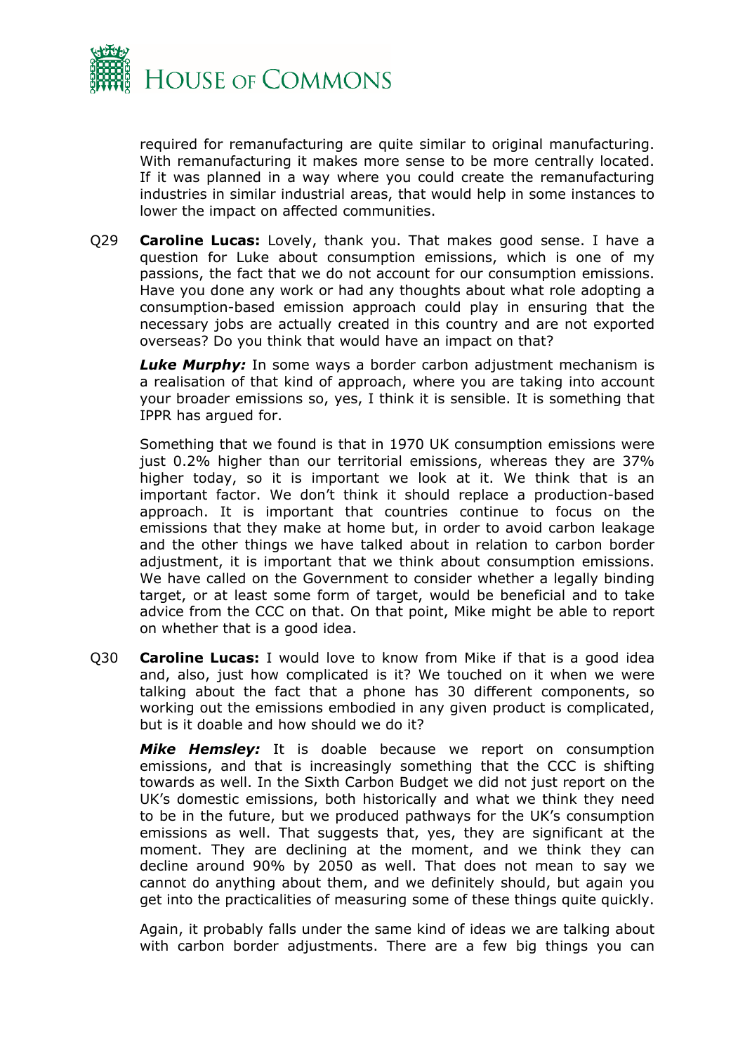required for remanufacturing are quite similar to original manufacturing. With remanufacturing it makes more sense to be more centrally located. If it was planned in a way where you could create the remanufacturing industries in similar industrial areas, that would help in some instances to lower the impact on affected communities.

Q29 **Caroline Lucas:** Lovely, thank you. That makes good sense. I have a question for Luke about consumption emissions, which is one of my passions, the fact that we do not account for our consumption emissions. Have you done any work or had any thoughts about what role adopting a consumption-based emission approach could play in ensuring that the necessary jobs are actually created in this country and are not exported overseas? Do you think that would have an impact on that?

***Luke Murphy:*** In some ways a border carbon adjustment mechanism is a realisation of that kind of approach, where you are taking into account your broader emissions so, yes, I think it is sensible. It is something that IPPR has argued for.

Something that we found is that in 1970 UK consumption emissions were just 0.2% higher than our territorial emissions, whereas they are 37% higher today, so it is important we look at it. We think that is an important factor. We don't think it should replace a production-based approach. It is important that countries continue to focus on the emissions that they make at home but, in order to avoid carbon leakage and the other things we have talked about in relation to carbon border adjustment, it is important that we think about consumption emissions. We have called on the Government to consider whether a legally binding target, or at least some form of target, would be beneficial and to take advice from the CCC on that. On that point, Mike might be able to report on whether that is a good idea.

Q30 **Caroline Lucas:** I would love to know from Mike if that is a good idea and, also, just how complicated is it? We touched on it when we were talking about the fact that a phone has 30 different components, so working out the emissions embodied in any given product is complicated, but is it doable and how should we do it?

***Mike Hemsley:*** It is doable because we report on consumption emissions, and that is increasingly something that the CCC is shifting towards as well. In the Sixth Carbon Budget we did not just report on the UK's domestic emissions, both historically and what we think they need to be in the future, but we produced pathways for the UK's consumption emissions as well. That suggests that, yes, they are significant at the moment. They are declining at the moment, and we think they can decline around 90% by 2050 as well. That does not mean to say we cannot do anything about them, and we definitely should, but again you get into the practicalities of measuring some of these things quite quickly.

Again, it probably falls under the same kind of ideas we are talking about with carbon border adjustments. There are a few big things you can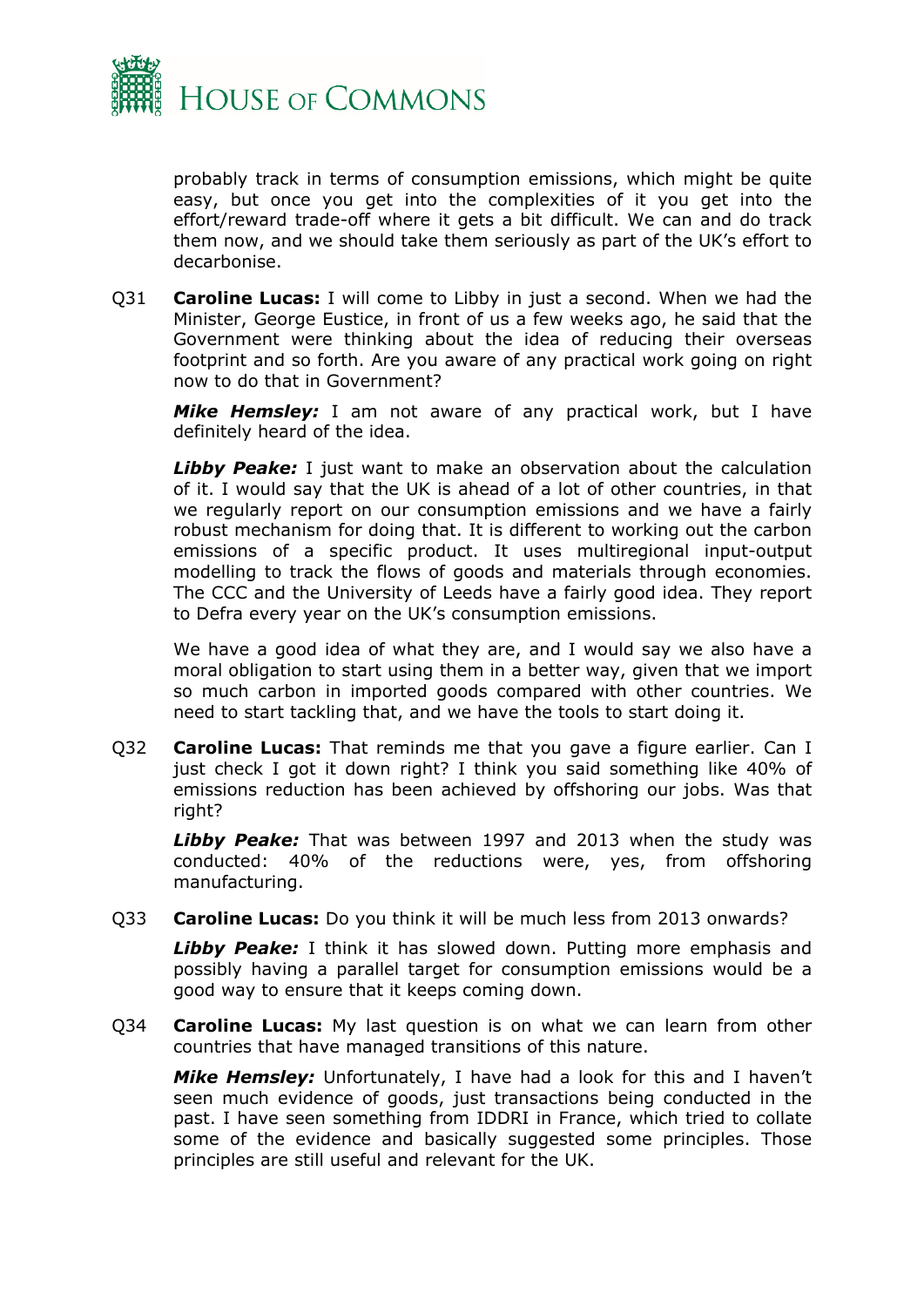probably track in terms of consumption emissions, which might be quite easy, but once you get into the complexities of it you get into the effort/reward trade-off where it gets a bit difficult. We can and do track them now, and we should take them seriously as part of the UK's effort to decarbonise.

Q31 **Caroline Lucas:** I will come to Libby in just a second. When we had the Minister, George Eustice, in front of us a few weeks ago, he said that the Government were thinking about the idea of reducing their overseas footprint and so forth. Are you aware of any practical work going on right now to do that in Government?

***Mike Hemsley:*** I am not aware of any practical work, but I have definitely heard of the idea.

***Libby Peake:*** I just want to make an observation about the calculation of it. I would say that the UK is ahead of a lot of other countries, in that we regularly report on our consumption emissions and we have a fairly robust mechanism for doing that. It is different to working out the carbon emissions of a specific product. It uses multiregional input-output modelling to track the flows of goods and materials through economies. The CCC and the University of Leeds have a fairly good idea. They report to Defra every year on the UK's consumption emissions.

We have a good idea of what they are, and I would say we also have a moral obligation to start using them in a better way, given that we import so much carbon in imported goods compared with other countries. We need to start tackling that, and we have the tools to start doing it.

Q32 **Caroline Lucas:** That reminds me that you gave a figure earlier. Can I just check I got it down right? I think you said something like 40% of emissions reduction has been achieved by offshoring our jobs. Was that right?

***Libby Peake:*** That was between 1997 and 2013 when the study was conducted: 40% of the reductions were, yes, from offshoring manufacturing.

Q33 **Caroline Lucas:** Do you think it will be much less from 2013 onwards?

***Libby Peake:*** I think it has slowed down. Putting more emphasis and possibly having a parallel target for consumption emissions would be a good way to ensure that it keeps coming down.

Q34 **Caroline Lucas:** My last question is on what we can learn from other countries that have managed transitions of this nature.

***Mike Hemsley:*** Unfortunately, I have had a look for this and I haven't seen much evidence of goods, just transactions being conducted in the past. I have seen something from IDDRI in France, which tried to collate some of the evidence and basically suggested some principles. Those principles are still useful and relevant for the UK.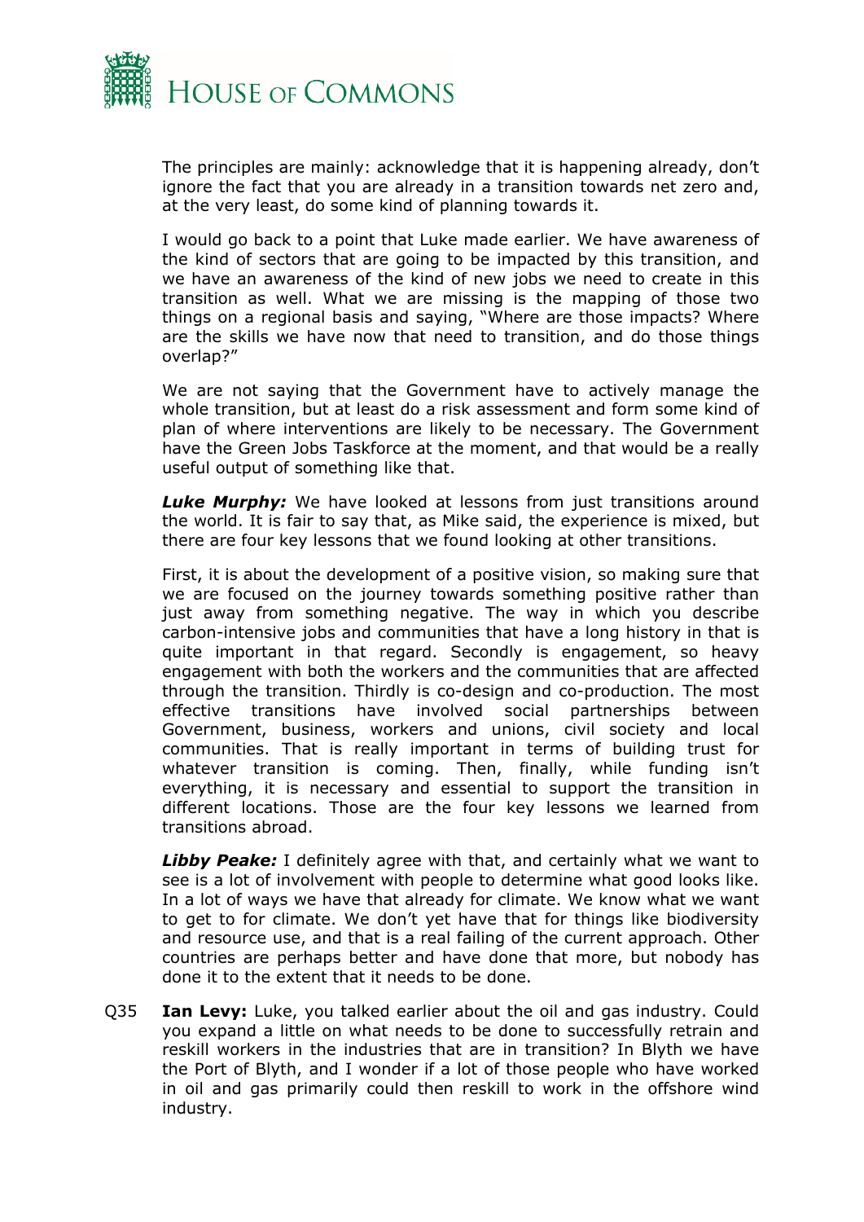The principles are mainly: acknowledge that it is happening already, don't ignore the fact that you are already in a transition towards net zero and, at the very least, do some kind of planning towards it.

I would go back to a point that Luke made earlier. We have awareness of the kind of sectors that are going to be impacted by this transition, and we have an awareness of the kind of new jobs we need to create in this transition as well. What we are missing is the mapping of those two things on a regional basis and saying, "Where are those impacts? Where are the skills we have now that need to transition, and do those things overlap?"

We are not saying that the Government have to actively manage the whole transition, but at least do a risk assessment and form some kind of plan of where interventions are likely to be necessary. The Government have the Green Jobs Taskforce at the moment, and that would be a really useful output of something like that.

***Luke Murphy:*** We have looked at lessons from just transitions around the world. It is fair to say that, as Mike said, the experience is mixed, but there are four key lessons that we found looking at other transitions.

First, it is about the development of a positive vision, so making sure that we are focused on the journey towards something positive rather than just away from something negative. The way in which you describe carbon-intensive jobs and communities that have a long history in that is quite important in that regard. Secondly is engagement, so heavy engagement with both the workers and the communities that are affected through the transition. Thirdly is co-design and co-production. The most effective transitions have involved social partnerships between Government, business, workers and unions, civil society and local communities. That is really important in terms of building trust for whatever transition is coming. Then, finally, while funding isn't everything, it is necessary and essential to support the transition in different locations. Those are the four key lessons we learned from transitions abroad.

***Libby Peake:*** I definitely agree with that, and certainly what we want to see is a lot of involvement with people to determine what good looks like. In a lot of ways we have that already for climate. We know what we want to get to for climate. We don't yet have that for things like biodiversity and resource use, and that is a real failing of the current approach. Other countries are perhaps better and have done that more, but nobody has done it to the extent that it needs to be done.

Q35 **Ian Levy:** Luke, you talked earlier about the oil and gas industry. Could you expand a little on what needs to be done to successfully retrain and reskill workers in the industries that are in transition? In Blyth we have the Port of Blyth, and I wonder if a lot of those people who have worked in oil and gas primarily could then reskill to work in the offshore wind industry.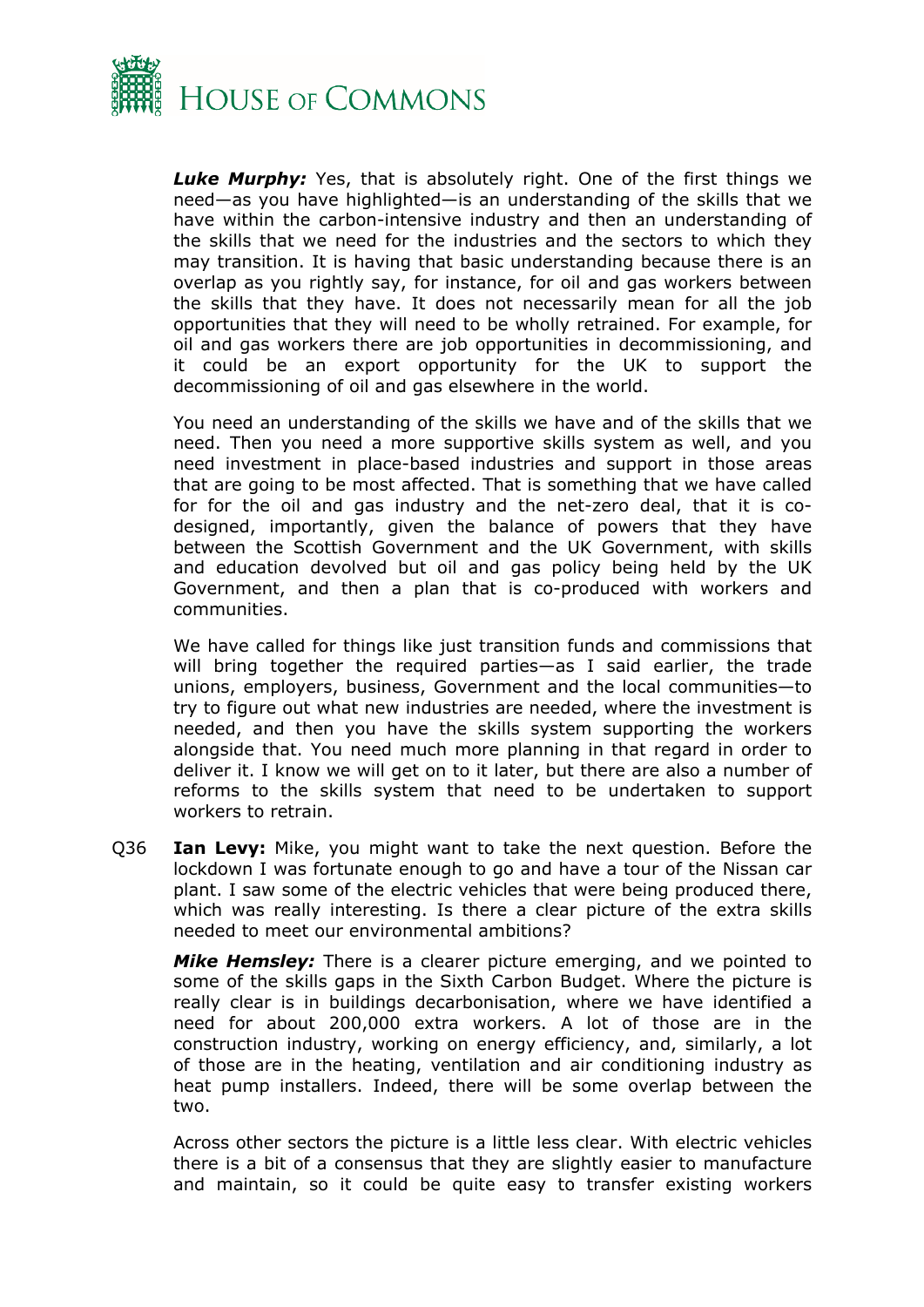***Luke Murphy:*** Yes, that is absolutely right. One of the first things we need—as you have highlighted—is an understanding of the skills that we have within the carbon-intensive industry and then an understanding of the skills that we need for the industries and the sectors to which they may transition. It is having that basic understanding because there is an overlap as you rightly say, for instance, for oil and gas workers between the skills that they have. It does not necessarily mean for all the job opportunities that they will need to be wholly retrained. For example, for oil and gas workers there are job opportunities in decommissioning, and it could be an export opportunity for the UK to support the decommissioning of oil and gas elsewhere in the world.

You need an understanding of the skills we have and of the skills that we need. Then you need a more supportive skills system as well, and you need investment in place-based industries and support in those areas that are going to be most affected. That is something that we have called for for the oil and gas industry and the net-zero deal, that it is co-designed, importantly, given the balance of powers that they have between the Scottish Government and the UK Government, with skills and education devolved but oil and gas policy being held by the UK Government, and then a plan that is co-produced with workers and communities.

We have called for things like just transition funds and commissions that will bring together the required parties—as I said earlier, the trade unions, employers, business, Government and the local communities—to try to figure out what new industries are needed, where the investment is needed, and then you have the skills system supporting the workers alongside that. You need much more planning in that regard in order to deliver it. I know we will get on to it later, but there are also a number of reforms to the skills system that need to be undertaken to support workers to retrain.

Q36 **Ian Levy:** Mike, you might want to take the next question. Before the lockdown I was fortunate enough to go and have a tour of the Nissan car plant. I saw some of the electric vehicles that were being produced there, which was really interesting. Is there a clear picture of the extra skills needed to meet our environmental ambitions?

***Mike Hemsley:*** There is a clearer picture emerging, and we pointed to some of the skills gaps in the Sixth Carbon Budget. Where the picture is really clear is in buildings decarbonisation, where we have identified a need for about 200,000 extra workers. A lot of those are in the construction industry, working on energy efficiency, and, similarly, a lot of those are in the heating, ventilation and air conditioning industry as heat pump installers. Indeed, there will be some overlap between the two.

Across other sectors the picture is a little less clear. With electric vehicles there is a bit of a consensus that they are slightly easier to manufacture and maintain, so it could be quite easy to transfer existing workers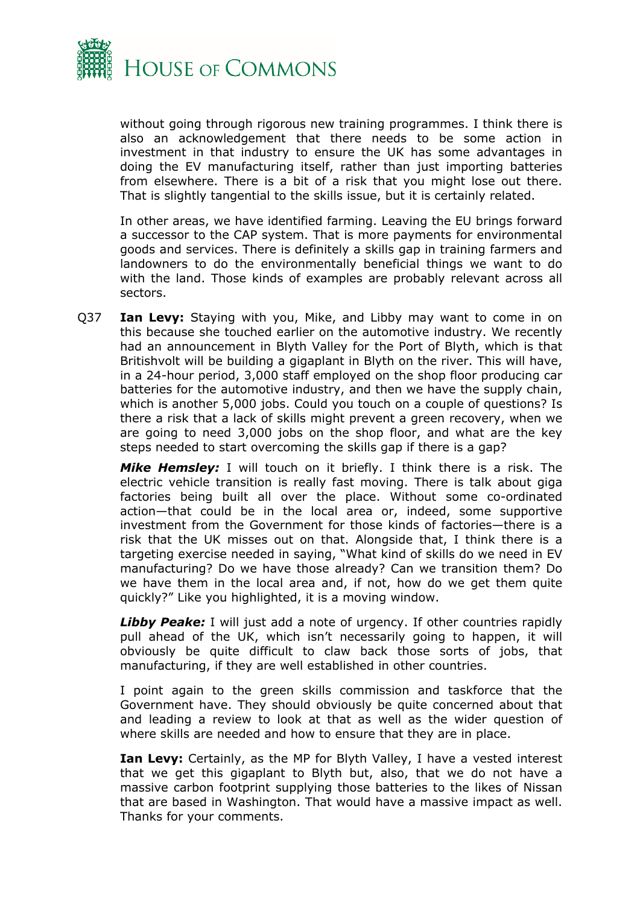without going through rigorous new training programmes. I think there is also an acknowledgement that there needs to be some action in investment in that industry to ensure the UK has some advantages in doing the EV manufacturing itself, rather than just importing batteries from elsewhere. There is a bit of a risk that you might lose out there. That is slightly tangential to the skills issue, but it is certainly related.

In other areas, we have identified farming. Leaving the EU brings forward a successor to the CAP system. That is more payments for environmental goods and services. There is definitely a skills gap in training farmers and landowners to do the environmentally beneficial things we want to do with the land. Those kinds of examples are probably relevant across all sectors.

Q37 **Ian Levy:** Staying with you, Mike, and Libby may want to come in on this because she touched earlier on the automotive industry. We recently had an announcement in Blyth Valley for the Port of Blyth, which is that Britishvolt will be building a gigaplant in Blyth on the river. This will have, in a 24-hour period, 3,000 staff employed on the shop floor producing car batteries for the automotive industry, and then we have the supply chain, which is another 5,000 jobs. Could you touch on a couple of questions? Is there a risk that a lack of skills might prevent a green recovery, when we are going to need 3,000 jobs on the shop floor, and what are the key steps needed to start overcoming the skills gap if there is a gap?

***Mike Hemsley:*** I will touch on it briefly. I think there is a risk. The electric vehicle transition is really fast moving. There is talk about giga factories being built all over the place. Without some co-ordinated action—that could be in the local area or, indeed, some supportive investment from the Government for those kinds of factories—there is a risk that the UK misses out on that. Alongside that, I think there is a targeting exercise needed in saying, "What kind of skills do we need in EV manufacturing? Do we have those already? Can we transition them? Do we have them in the local area and, if not, how do we get them quite quickly?" Like you highlighted, it is a moving window.

***Libby Peake:*** I will just add a note of urgency. If other countries rapidly pull ahead of the UK, which isn't necessarily going to happen, it will obviously be quite difficult to claw back those sorts of jobs, that manufacturing, if they are well established in other countries.

I point again to the green skills commission and taskforce that the Government have. They should obviously be quite concerned about that and leading a review to look at that as well as the wider question of where skills are needed and how to ensure that they are in place.

**Ian Levy:** Certainly, as the MP for Blyth Valley, I have a vested interest that we get this gigaplant to Blyth but, also, that we do not have a massive carbon footprint supplying those batteries to the likes of Nissan that are based in Washington. That would have a massive impact as well. Thanks for your comments.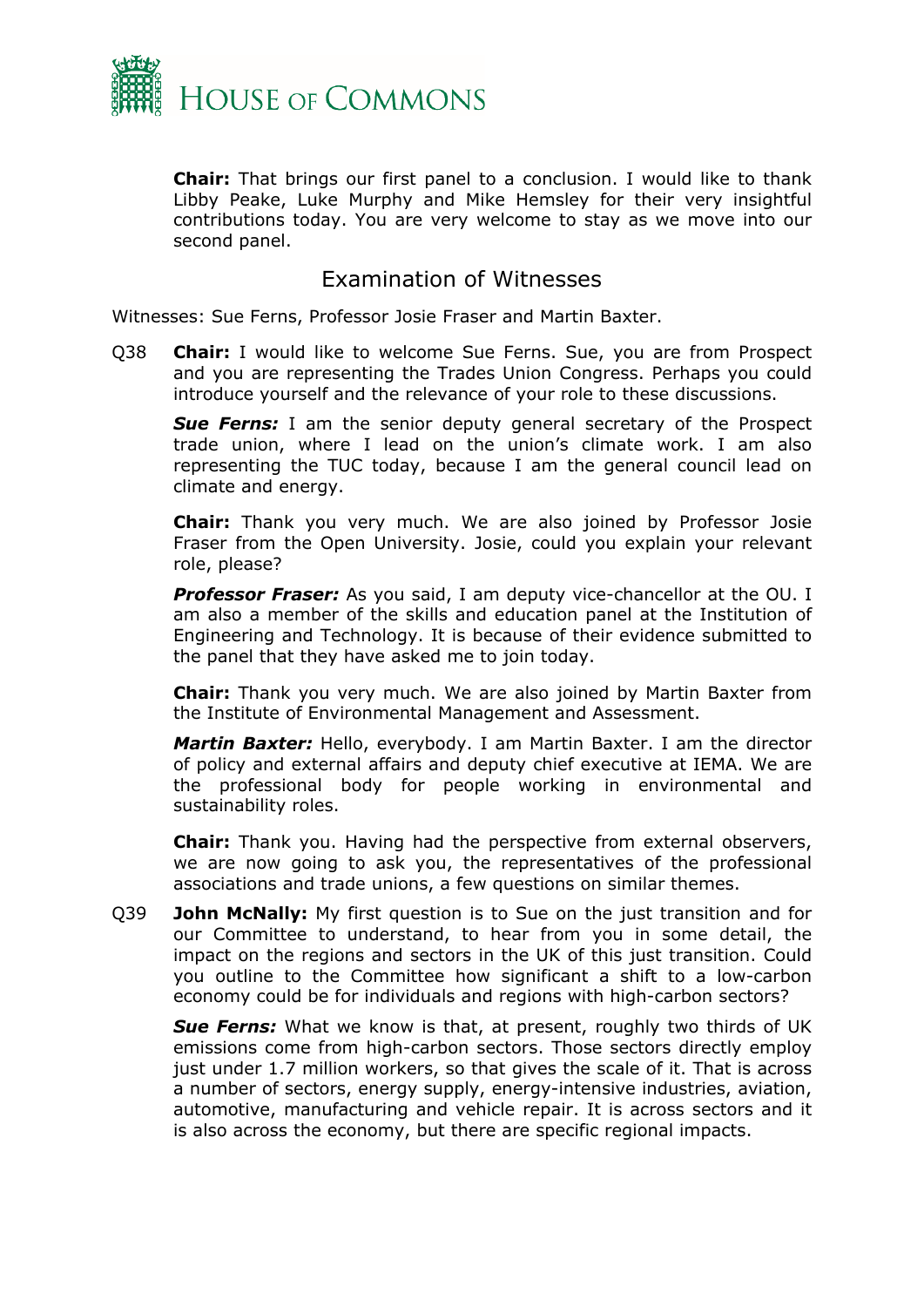**Chair:** That brings our first panel to a conclusion. I would like to thank Libby Peake, Luke Murphy and Mike Hemsley for their very insightful contributions today. You are very welcome to stay as we move into our second panel.

## Examination of Witnesses

Witnesses: Sue Ferns, Professor Josie Fraser and Martin Baxter.

Q38 **Chair:** I would like to welcome Sue Ferns. Sue, you are from Prospect and you are representing the Trades Union Congress. Perhaps you could introduce yourself and the relevance of your role to these discussions.

***Sue Ferns:*** I am the senior deputy general secretary of the Prospect trade union, where I lead on the union's climate work. I am also representing the TUC today, because I am the general council lead on climate and energy.

**Chair:** Thank you very much. We are also joined by Professor Josie Fraser from the Open University. Josie, could you explain your relevant role, please?

***Professor Fraser:*** As you said, I am deputy vice-chancellor at the OU. I am also a member of the skills and education panel at the Institution of Engineering and Technology. It is because of their evidence submitted to the panel that they have asked me to join today.

**Chair:** Thank you very much. We are also joined by Martin Baxter from the Institute of Environmental Management and Assessment.

***Martin Baxter:*** Hello, everybody. I am Martin Baxter. I am the director of policy and external affairs and deputy chief executive at IEMA. We are the professional body for people working in environmental and sustainability roles.

**Chair:** Thank you. Having had the perspective from external observers, we are now going to ask you, the representatives of the professional associations and trade unions, a few questions on similar themes.

Q39 **John McNally:** My first question is to Sue on the just transition and for our Committee to understand, to hear from you in some detail, the impact on the regions and sectors in the UK of this just transition. Could you outline to the Committee how significant a shift to a low-carbon economy could be for individuals and regions with high-carbon sectors?

***Sue Ferns:*** What we know is that, at present, roughly two thirds of UK emissions come from high-carbon sectors. Those sectors directly employ just under 1.7 million workers, so that gives the scale of it. That is across a number of sectors, energy supply, energy-intensive industries, aviation, automotive, manufacturing and vehicle repair. It is across sectors and it is also across the economy, but there are specific regional impacts.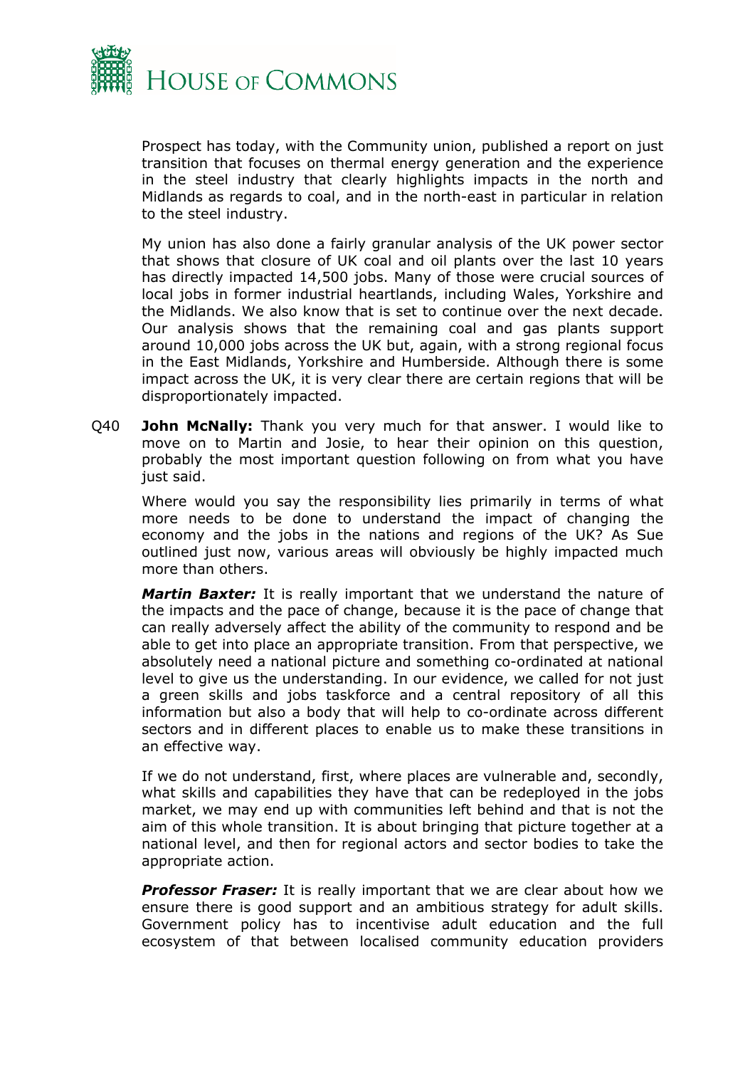Prospect has today, with the Community union, published a report on just transition that focuses on thermal energy generation and the experience in the steel industry that clearly highlights impacts in the north and Midlands as regards to coal, and in the north-east in particular in relation to the steel industry.

My union has also done a fairly granular analysis of the UK power sector that shows that closure of UK coal and oil plants over the last 10 years has directly impacted 14,500 jobs. Many of those were crucial sources of local jobs in former industrial heartlands, including Wales, Yorkshire and the Midlands. We also know that is set to continue over the next decade. Our analysis shows that the remaining coal and gas plants support around 10,000 jobs across the UK but, again, with a strong regional focus in the East Midlands, Yorkshire and Humberside. Although there is some impact across the UK, it is very clear there are certain regions that will be disproportionately impacted.

Q40 **John McNally:** Thank you very much for that answer. I would like to move on to Martin and Josie, to hear their opinion on this question, probably the most important question following on from what you have just said.

Where would you say the responsibility lies primarily in terms of what more needs to be done to understand the impact of changing the economy and the jobs in the nations and regions of the UK? As Sue outlined just now, various areas will obviously be highly impacted much more than others.

***Martin Baxter:*** It is really important that we understand the nature of the impacts and the pace of change, because it is the pace of change that can really adversely affect the ability of the community to respond and be able to get into place an appropriate transition. From that perspective, we absolutely need a national picture and something co-ordinated at national level to give us the understanding. In our evidence, we called for not just a green skills and jobs taskforce and a central repository of all this information but also a body that will help to co-ordinate across different sectors and in different places to enable us to make these transitions in an effective way.

If we do not understand, first, where places are vulnerable and, secondly, what skills and capabilities they have that can be redeployed in the jobs market, we may end up with communities left behind and that is not the aim of this whole transition. It is about bringing that picture together at a national level, and then for regional actors and sector bodies to take the appropriate action.

***Professor Fraser:*** It is really important that we are clear about how we ensure there is good support and an ambitious strategy for adult skills. Government policy has to incentivise adult education and the full ecosystem of that between localised community education providers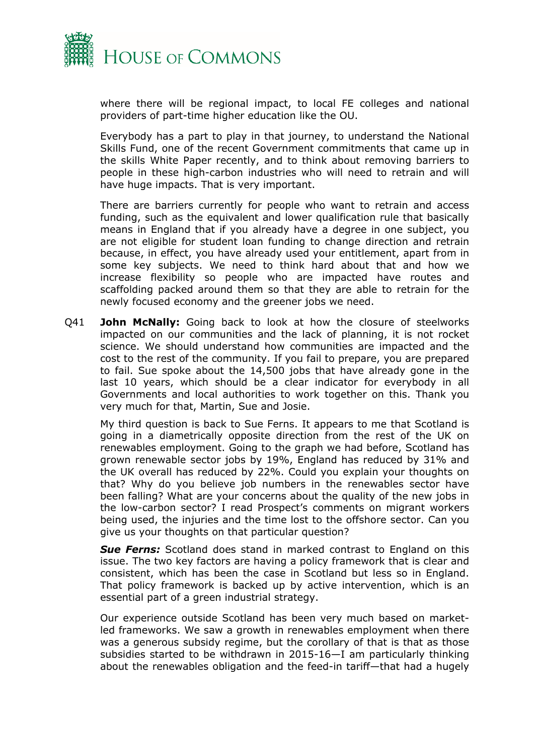where there will be regional impact, to local FE colleges and national providers of part-time higher education like the OU.

Everybody has a part to play in that journey, to understand the National Skills Fund, one of the recent Government commitments that came up in the skills White Paper recently, and to think about removing barriers to people in these high-carbon industries who will need to retrain and will have huge impacts. That is very important.

There are barriers currently for people who want to retrain and access funding, such as the equivalent and lower qualification rule that basically means in England that if you already have a degree in one subject, you are not eligible for student loan funding to change direction and retrain because, in effect, you have already used your entitlement, apart from in some key subjects. We need to think hard about that and how we increase flexibility so people who are impacted have routes and scaffolding packed around them so that they are able to retrain for the newly focused economy and the greener jobs we need.

Q41 **John McNally:** Going back to look at how the closure of steelworks impacted on our communities and the lack of planning, it is not rocket science. We should understand how communities are impacted and the cost to the rest of the community. If you fail to prepare, you are prepared to fail. Sue spoke about the 14,500 jobs that have already gone in the last 10 years, which should be a clear indicator for everybody in all Governments and local authorities to work together on this. Thank you very much for that, Martin, Sue and Josie.

My third question is back to Sue Ferns. It appears to me that Scotland is going in a diametrically opposite direction from the rest of the UK on renewables employment. Going to the graph we had before, Scotland has grown renewable sector jobs by 19%, England has reduced by 31% and the UK overall has reduced by 22%. Could you explain your thoughts on that? Why do you believe job numbers in the renewables sector have been falling? What are your concerns about the quality of the new jobs in the low-carbon sector? I read Prospect's comments on migrant workers being used, the injuries and the time lost to the offshore sector. Can you give us your thoughts on that particular question?

***Sue Ferns:*** Scotland does stand in marked contrast to England on this issue. The two key factors are having a policy framework that is clear and consistent, which has been the case in Scotland but less so in England. That policy framework is backed up by active intervention, which is an essential part of a green industrial strategy.

Our experience outside Scotland has been very much based on market-led frameworks. We saw a growth in renewables employment when there was a generous subsidy regime, but the corollary of that is that as those subsidies started to be withdrawn in 2015-16—I am particularly thinking about the renewables obligation and the feed-in tariff—that had a hugely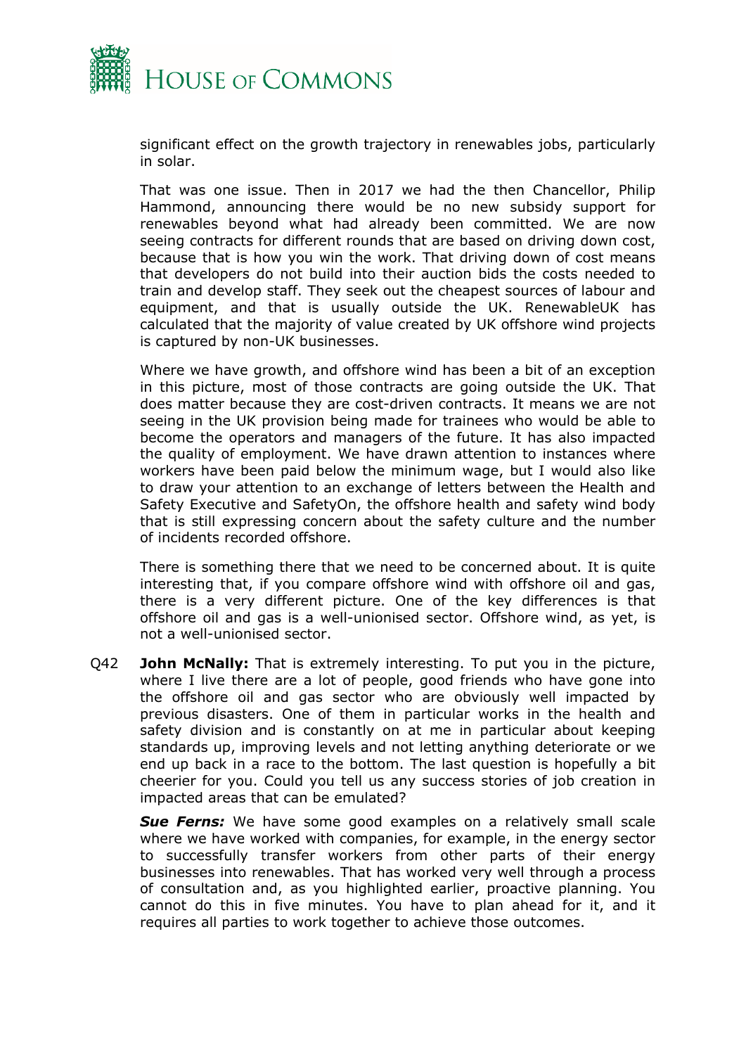significant effect on the growth trajectory in renewables jobs, particularly in solar.

That was one issue. Then in 2017 we had the then Chancellor, Philip Hammond, announcing there would be no new subsidy support for renewables beyond what had already been committed. We are now seeing contracts for different rounds that are based on driving down cost, because that is how you win the work. That driving down of cost means that developers do not build into their auction bids the costs needed to train and develop staff. They seek out the cheapest sources of labour and equipment, and that is usually outside the UK. RenewableUK has calculated that the majority of value created by UK offshore wind projects is captured by non-UK businesses.

Where we have growth, and offshore wind has been a bit of an exception in this picture, most of those contracts are going outside the UK. That does matter because they are cost-driven contracts. It means we are not seeing in the UK provision being made for trainees who would be able to become the operators and managers of the future. It has also impacted the quality of employment. We have drawn attention to instances where workers have been paid below the minimum wage, but I would also like to draw your attention to an exchange of letters between the Health and Safety Executive and SafetyOn, the offshore health and safety wind body that is still expressing concern about the safety culture and the number of incidents recorded offshore.

There is something there that we need to be concerned about. It is quite interesting that, if you compare offshore wind with offshore oil and gas, there is a very different picture. One of the key differences is that offshore oil and gas is a well-unionised sector. Offshore wind, as yet, is not a well-unionised sector.

Q42 **John McNally:** That is extremely interesting. To put you in the picture, where I live there are a lot of people, good friends who have gone into the offshore oil and gas sector who are obviously well impacted by previous disasters. One of them in particular works in the health and safety division and is constantly on at me in particular about keeping standards up, improving levels and not letting anything deteriorate or we end up back in a race to the bottom. The last question is hopefully a bit cheerier for you. Could you tell us any success stories of job creation in impacted areas that can be emulated?

***Sue Ferns:*** We have some good examples on a relatively small scale where we have worked with companies, for example, in the energy sector to successfully transfer workers from other parts of their energy businesses into renewables. That has worked very well through a process of consultation and, as you highlighted earlier, proactive planning. You cannot do this in five minutes. You have to plan ahead for it, and it requires all parties to work together to achieve those outcomes.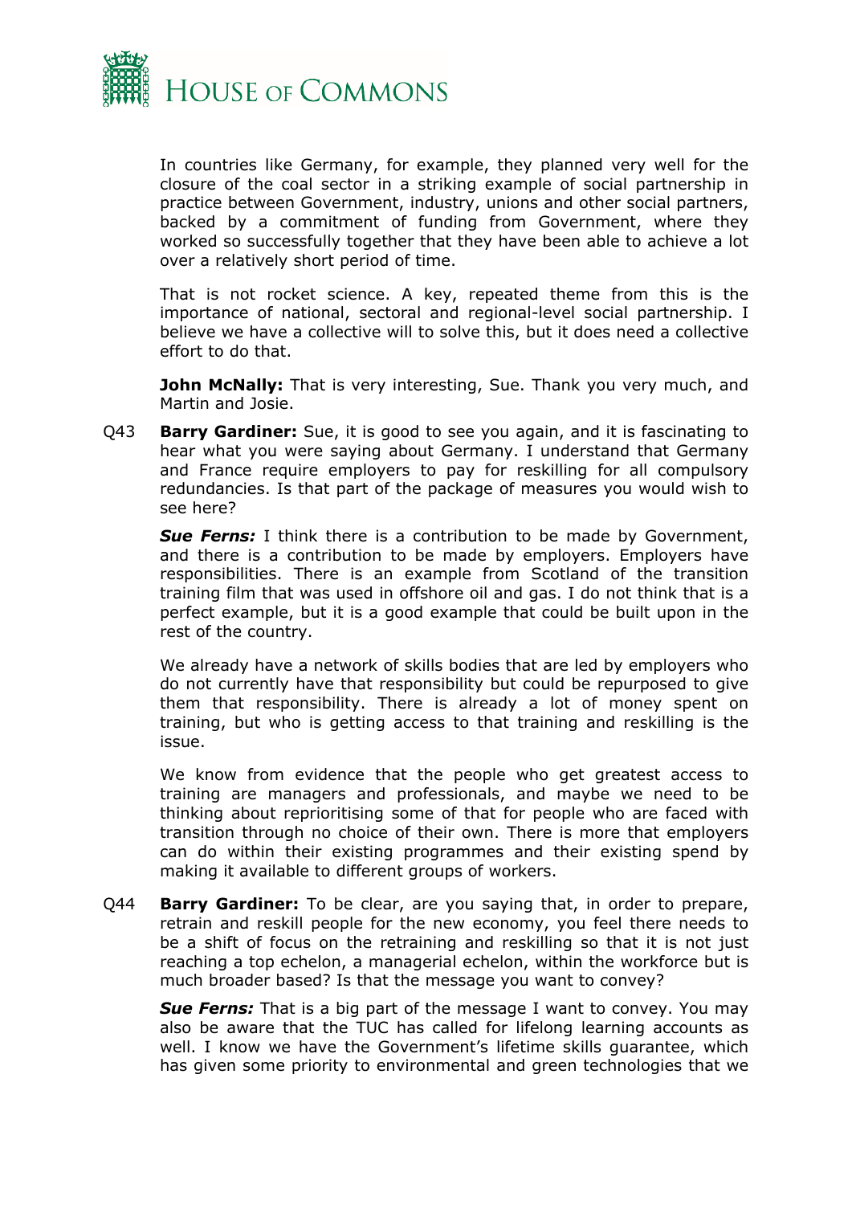In countries like Germany, for example, they planned very well for the closure of the coal sector in a striking example of social partnership in practice between Government, industry, unions and other social partners, backed by a commitment of funding from Government, where they worked so successfully together that they have been able to achieve a lot over a relatively short period of time.

That is not rocket science. A key, repeated theme from this is the importance of national, sectoral and regional-level social partnership. I believe we have a collective will to solve this, but it does need a collective effort to do that.

**John McNally:** That is very interesting, Sue. Thank you very much, and Martin and Josie.

Q43 **Barry Gardiner:** Sue, it is good to see you again, and it is fascinating to hear what you were saying about Germany. I understand that Germany and France require employers to pay for reskilling for all compulsory redundancies. Is that part of the package of measures you would wish to see here?

***Sue Ferns:*** I think there is a contribution to be made by Government, and there is a contribution to be made by employers. Employers have responsibilities. There is an example from Scotland of the transition training film that was used in offshore oil and gas. I do not think that is a perfect example, but it is a good example that could be built upon in the rest of the country.

We already have a network of skills bodies that are led by employers who do not currently have that responsibility but could be repurposed to give them that responsibility. There is already a lot of money spent on training, but who is getting access to that training and reskilling is the issue.

We know from evidence that the people who get greatest access to training are managers and professionals, and maybe we need to be thinking about reprioritising some of that for people who are faced with transition through no choice of their own. There is more that employers can do within their existing programmes and their existing spend by making it available to different groups of workers.

Q44 **Barry Gardiner:** To be clear, are you saying that, in order to prepare, retrain and reskill people for the new economy, you feel there needs to be a shift of focus on the retraining and reskilling so that it is not just reaching a top echelon, a managerial echelon, within the workforce but is much broader based? Is that the message you want to convey?

***Sue Ferns:*** That is a big part of the message I want to convey. You may also be aware that the TUC has called for lifelong learning accounts as well. I know we have the Government's lifetime skills guarantee, which has given some priority to environmental and green technologies that we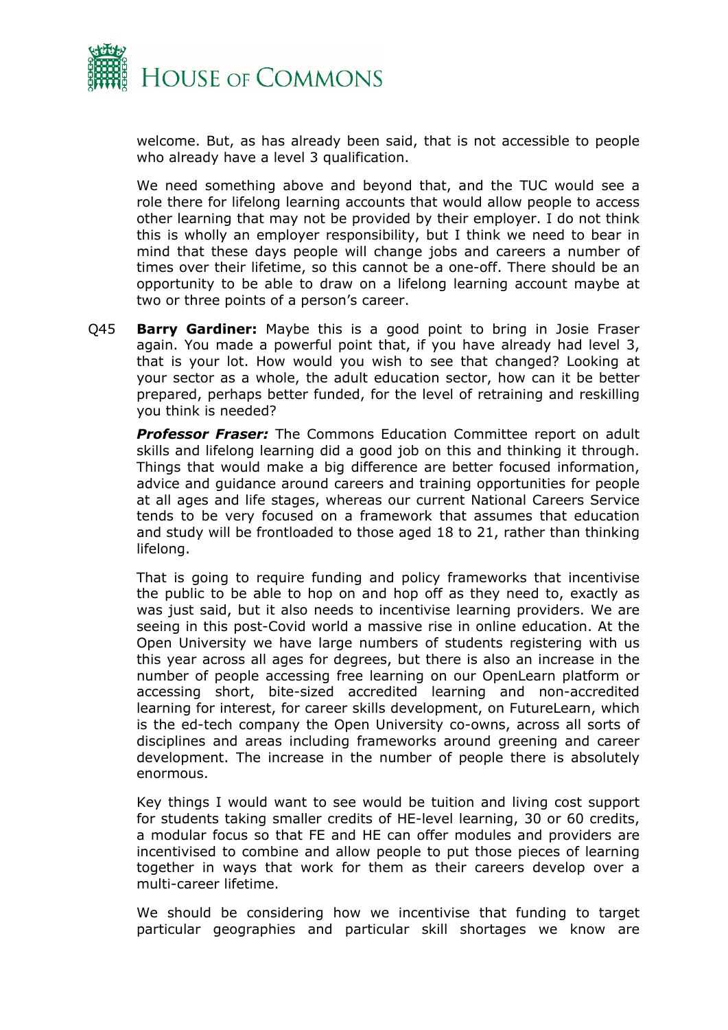welcome. But, as has already been said, that is not accessible to people who already have a level 3 qualification.

We need something above and beyond that, and the TUC would see a role there for lifelong learning accounts that would allow people to access other learning that may not be provided by their employer. I do not think this is wholly an employer responsibility, but I think we need to bear in mind that these days people will change jobs and careers a number of times over their lifetime, so this cannot be a one-off. There should be an opportunity to be able to draw on a lifelong learning account maybe at two or three points of a person's career.

Q45 **Barry Gardiner:** Maybe this is a good point to bring in Josie Fraser again. You made a powerful point that, if you have already had level 3, that is your lot. How would you wish to see that changed? Looking at your sector as a whole, the adult education sector, how can it be better prepared, perhaps better funded, for the level of retraining and reskilling you think is needed?

***Professor Fraser:*** The Commons Education Committee report on adult skills and lifelong learning did a good job on this and thinking it through. Things that would make a big difference are better focused information, advice and guidance around careers and training opportunities for people at all ages and life stages, whereas our current National Careers Service tends to be very focused on a framework that assumes that education and study will be frontloaded to those aged 18 to 21, rather than thinking lifelong.

That is going to require funding and policy frameworks that incentivise the public to be able to hop on and hop off as they need to, exactly as was just said, but it also needs to incentivise learning providers. We are seeing in this post-Covid world a massive rise in online education. At the Open University we have large numbers of students registering with us this year across all ages for degrees, but there is also an increase in the number of people accessing free learning on our OpenLearn platform or accessing short, bite-sized accredited learning and non-accredited learning for interest, for career skills development, on FutureLearn, which is the ed-tech company the Open University co-owns, across all sorts of disciplines and areas including frameworks around greening and career development. The increase in the number of people there is absolutely enormous.

Key things I would want to see would be tuition and living cost support for students taking smaller credits of HE-level learning, 30 or 60 credits, a modular focus so that FE and HE can offer modules and providers are incentivised to combine and allow people to put those pieces of learning together in ways that work for them as their careers develop over a multi-career lifetime.

We should be considering how we incentivise that funding to target particular geographies and particular skill shortages we know are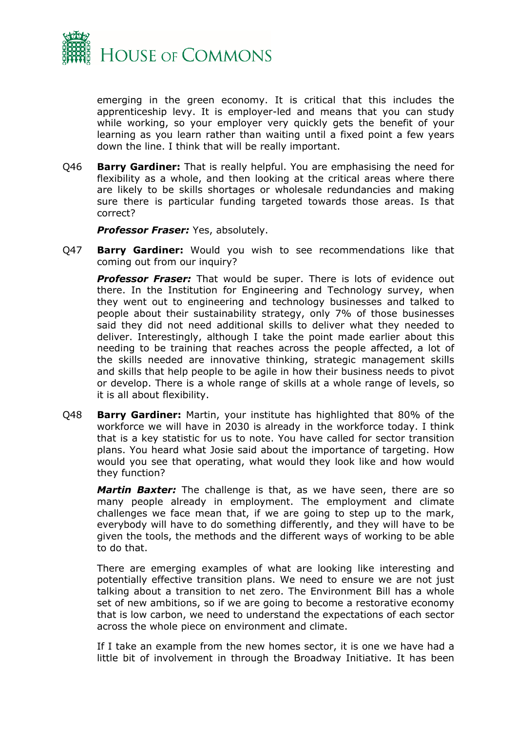emerging in the green economy. It is critical that this includes the apprenticeship levy. It is employer-led and means that you can study while working, so your employer very quickly gets the benefit of your learning as you learn rather than waiting until a fixed point a few years down the line. I think that will be really important.

Q46 **Barry Gardiner:** That is really helpful. You are emphasising the need for flexibility as a whole, and then looking at the critical areas where there are likely to be skills shortages or wholesale redundancies and making sure there is particular funding targeted towards those areas. Is that correct?

***Professor Fraser:*** Yes, absolutely.

Q47 **Barry Gardiner:** Would you wish to see recommendations like that coming out from our inquiry?

***Professor Fraser:*** That would be super. There is lots of evidence out there. In the Institution for Engineering and Technology survey, when they went out to engineering and technology businesses and talked to people about their sustainability strategy, only 7% of those businesses said they did not need additional skills to deliver what they needed to deliver. Interestingly, although I take the point made earlier about this needing to be training that reaches across the people affected, a lot of the skills needed are innovative thinking, strategic management skills and skills that help people to be agile in how their business needs to pivot or develop. There is a whole range of skills at a whole range of levels, so it is all about flexibility.

Q48 **Barry Gardiner:** Martin, your institute has highlighted that 80% of the workforce we will have in 2030 is already in the workforce today. I think that is a key statistic for us to note. You have called for sector transition plans. You heard what Josie said about the importance of targeting. How would you see that operating, what would they look like and how would they function?

***Martin Baxter:*** The challenge is that, as we have seen, there are so many people already in employment. The employment and climate challenges we face mean that, if we are going to step up to the mark, everybody will have to do something differently, and they will have to be given the tools, the methods and the different ways of working to be able to do that.

There are emerging examples of what are looking like interesting and potentially effective transition plans. We need to ensure we are not just talking about a transition to net zero. The Environment Bill has a whole set of new ambitions, so if we are going to become a restorative economy that is low carbon, we need to understand the expectations of each sector across the whole piece on environment and climate.

If I take an example from the new homes sector, it is one we have had a little bit of involvement in through the Broadway Initiative. It has been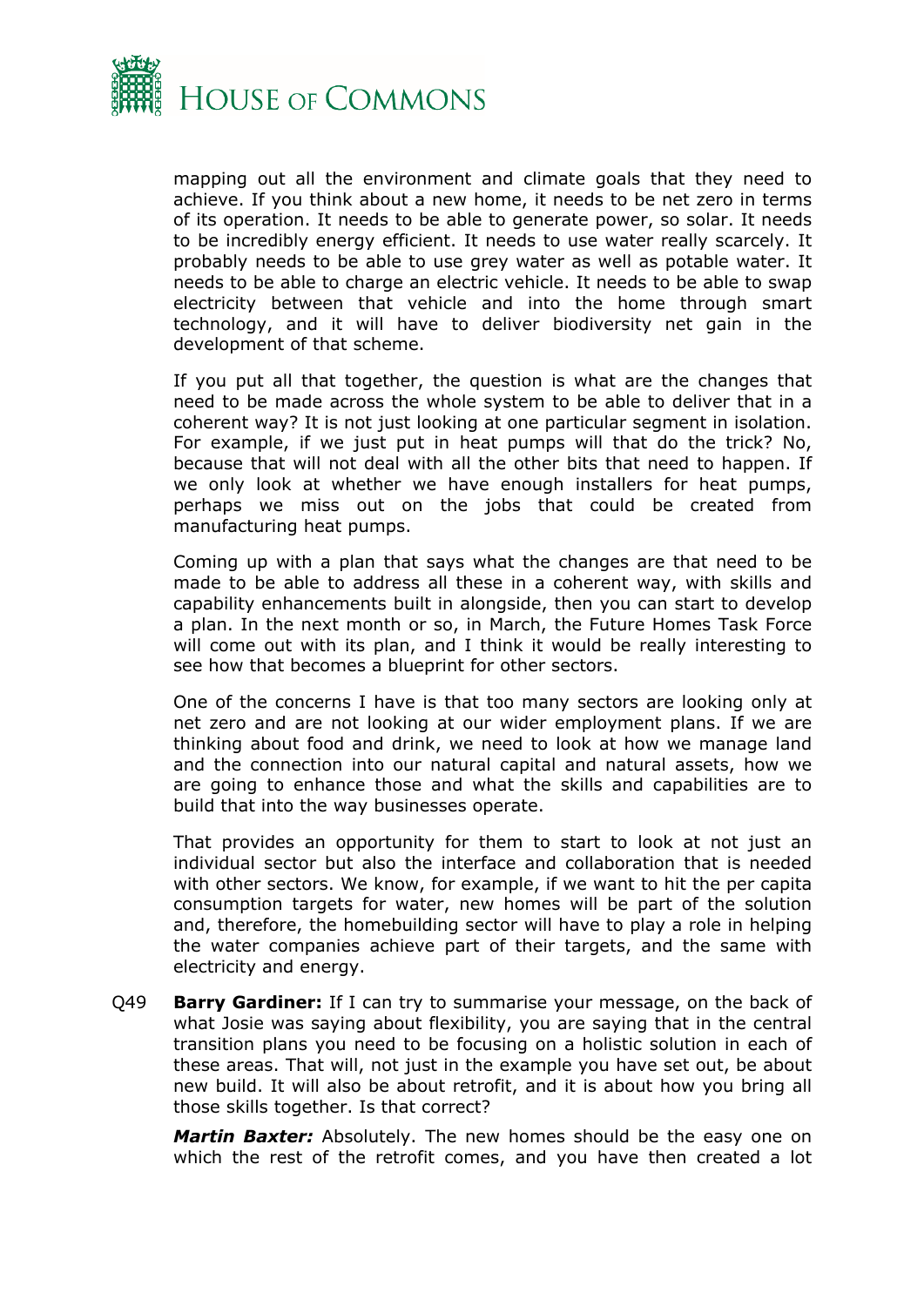mapping out all the environment and climate goals that they need to achieve. If you think about a new home, it needs to be net zero in terms of its operation. It needs to be able to generate power, so solar. It needs to be incredibly energy efficient. It needs to use water really scarcely. It probably needs to be able to use grey water as well as potable water. It needs to be able to charge an electric vehicle. It needs to be able to swap electricity between that vehicle and into the home through smart technology, and it will have to deliver biodiversity net gain in the development of that scheme.

If you put all that together, the question is what are the changes that need to be made across the whole system to be able to deliver that in a coherent way? It is not just looking at one particular segment in isolation. For example, if we just put in heat pumps will that do the trick? No, because that will not deal with all the other bits that need to happen. If we only look at whether we have enough installers for heat pumps, perhaps we miss out on the jobs that could be created from manufacturing heat pumps.

Coming up with a plan that says what the changes are that need to be made to be able to address all these in a coherent way, with skills and capability enhancements built in alongside, then you can start to develop a plan. In the next month or so, in March, the Future Homes Task Force will come out with its plan, and I think it would be really interesting to see how that becomes a blueprint for other sectors.

One of the concerns I have is that too many sectors are looking only at net zero and are not looking at our wider employment plans. If we are thinking about food and drink, we need to look at how we manage land and the connection into our natural capital and natural assets, how we are going to enhance those and what the skills and capabilities are to build that into the way businesses operate.

That provides an opportunity for them to start to look at not just an individual sector but also the interface and collaboration that is needed with other sectors. We know, for example, if we want to hit the per capita consumption targets for water, new homes will be part of the solution and, therefore, the homebuilding sector will have to play a role in helping the water companies achieve part of their targets, and the same with electricity and energy.

Q49 **Barry Gardiner:** If I can try to summarise your message, on the back of what Josie was saying about flexibility, you are saying that in the central transition plans you need to be focusing on a holistic solution in each of these areas. That will, not just in the example you have set out, be about new build. It will also be about retrofit, and it is about how you bring all those skills together. Is that correct?

***Martin Baxter:*** Absolutely. The new homes should be the easy one on which the rest of the retrofit comes, and you have then created a lot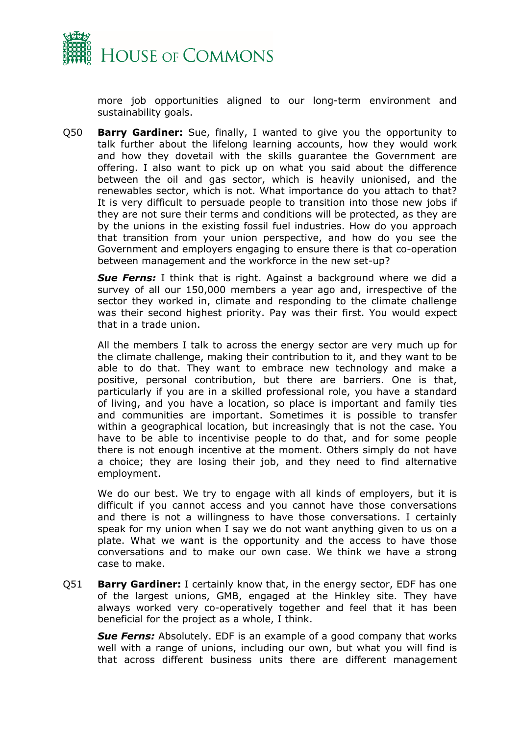more job opportunities aligned to our long-term environment and sustainability goals.

Q50 **Barry Gardiner:** Sue, finally, I wanted to give you the opportunity to talk further about the lifelong learning accounts, how they would work and how they dovetail with the skills guarantee the Government are offering. I also want to pick up on what you said about the difference between the oil and gas sector, which is heavily unionised, and the renewables sector, which is not. What importance do you attach to that? It is very difficult to persuade people to transition into those new jobs if they are not sure their terms and conditions will be protected, as they are by the unions in the existing fossil fuel industries. How do you approach that transition from your union perspective, and how do you see the Government and employers engaging to ensure there is that co-operation between management and the workforce in the new set-up?

***Sue Ferns:*** I think that is right. Against a background where we did a survey of all our 150,000 members a year ago and, irrespective of the sector they worked in, climate and responding to the climate challenge was their second highest priority. Pay was their first. You would expect that in a trade union.

All the members I talk to across the energy sector are very much up for the climate challenge, making their contribution to it, and they want to be able to do that. They want to embrace new technology and make a positive, personal contribution, but there are barriers. One is that, particularly if you are in a skilled professional role, you have a standard of living, and you have a location, so place is important and family ties and communities are important. Sometimes it is possible to transfer within a geographical location, but increasingly that is not the case. You have to be able to incentivise people to do that, and for some people there is not enough incentive at the moment. Others simply do not have a choice; they are losing their job, and they need to find alternative employment.

We do our best. We try to engage with all kinds of employers, but it is difficult if you cannot access and you cannot have those conversations and there is not a willingness to have those conversations. I certainly speak for my union when I say we do not want anything given to us on a plate. What we want is the opportunity and the access to have those conversations and to make our own case. We think we have a strong case to make.

Q51 **Barry Gardiner:** I certainly know that, in the energy sector, EDF has one of the largest unions, GMB, engaged at the Hinkley site. They have always worked very co-operatively together and feel that it has been beneficial for the project as a whole, I think.

***Sue Ferns:*** Absolutely. EDF is an example of a good company that works well with a range of unions, including our own, but what you will find is that across different business units there are different management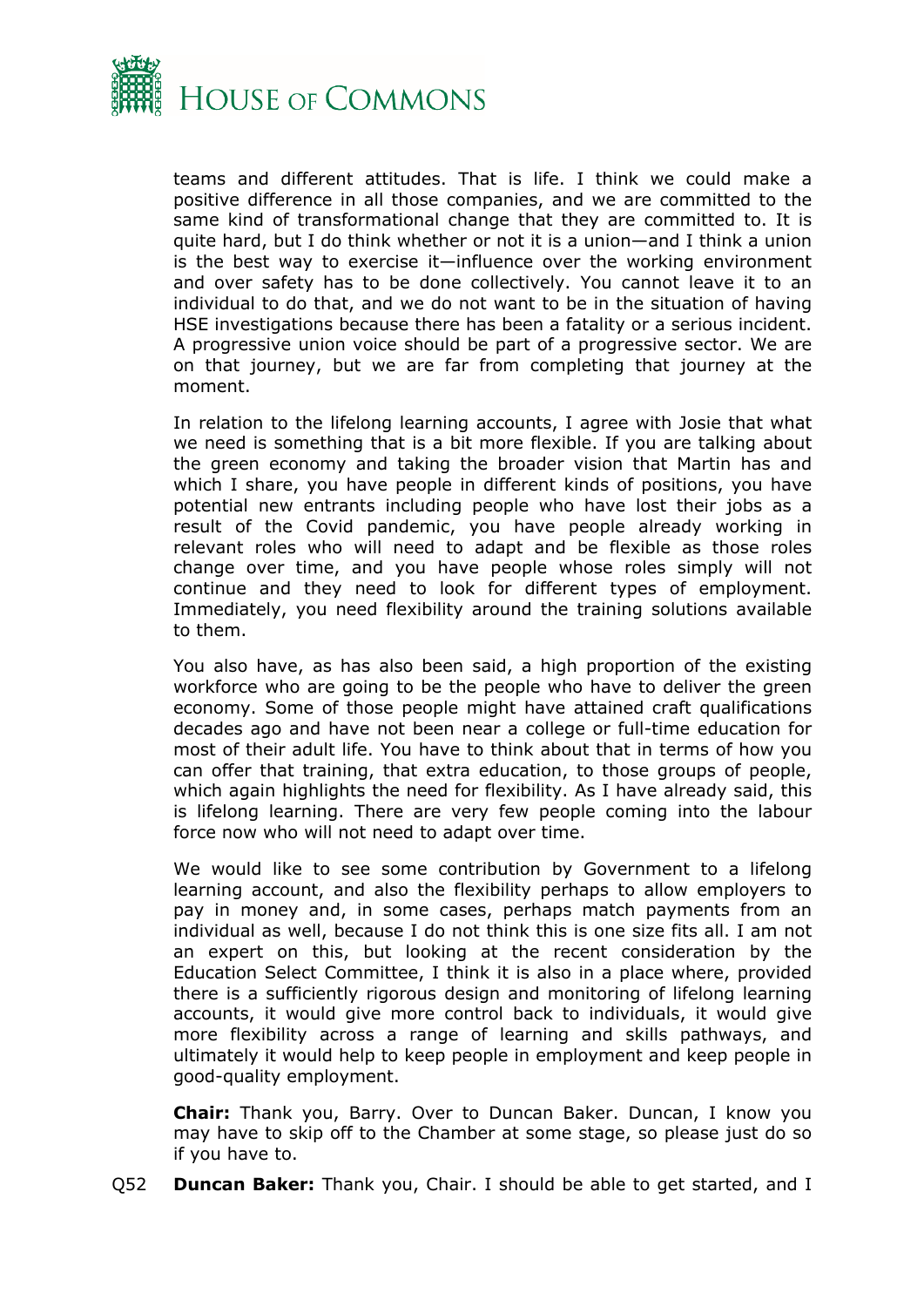teams and different attitudes. That is life. I think we could make a positive difference in all those companies, and we are committed to the same kind of transformational change that they are committed to. It is quite hard, but I do think whether or not it is a union—and I think a union is the best way to exercise it—influence over the working environment and over safety has to be done collectively. You cannot leave it to an individual to do that, and we do not want to be in the situation of having HSE investigations because there has been a fatality or a serious incident. A progressive union voice should be part of a progressive sector. We are on that journey, but we are far from completing that journey at the moment.

In relation to the lifelong learning accounts, I agree with Josie that what we need is something that is a bit more flexible. If you are talking about the green economy and taking the broader vision that Martin has and which I share, you have people in different kinds of positions, you have potential new entrants including people who have lost their jobs as a result of the Covid pandemic, you have people already working in relevant roles who will need to adapt and be flexible as those roles change over time, and you have people whose roles simply will not continue and they need to look for different types of employment. Immediately, you need flexibility around the training solutions available to them.

You also have, as has also been said, a high proportion of the existing workforce who are going to be the people who have to deliver the green economy. Some of those people might have attained craft qualifications decades ago and have not been near a college or full-time education for most of their adult life. You have to think about that in terms of how you can offer that training, that extra education, to those groups of people, which again highlights the need for flexibility. As I have already said, this is lifelong learning. There are very few people coming into the labour force now who will not need to adapt over time.

We would like to see some contribution by Government to a lifelong learning account, and also the flexibility perhaps to allow employers to pay in money and, in some cases, perhaps match payments from an individual as well, because I do not think this is one size fits all. I am not an expert on this, but looking at the recent consideration by the Education Select Committee, I think it is also in a place where, provided there is a sufficiently rigorous design and monitoring of lifelong learning accounts, it would give more control back to individuals, it would give more flexibility across a range of learning and skills pathways, and ultimately it would help to keep people in employment and keep people in good-quality employment.

**Chair:** Thank you, Barry. Over to Duncan Baker. Duncan, I know you may have to skip off to the Chamber at some stage, so please just do so if you have to.

Q52 **Duncan Baker:** Thank you, Chair. I should be able to get started, and I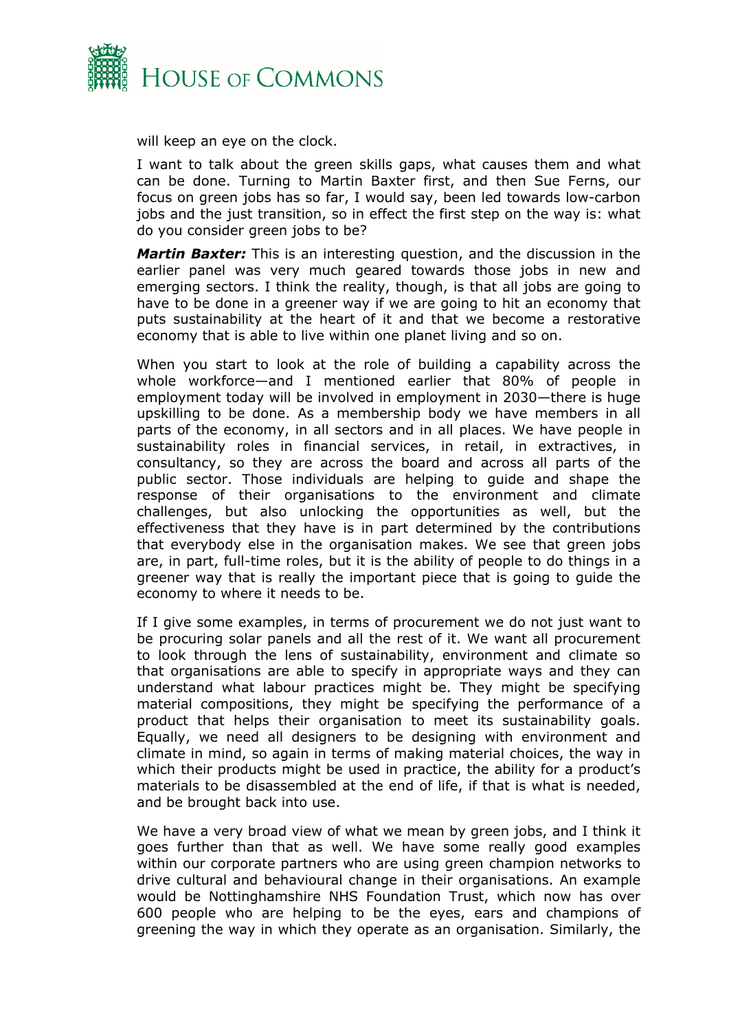will keep an eye on the clock.

I want to talk about the green skills gaps, what causes them and what can be done. Turning to Martin Baxter first, and then Sue Ferns, our focus on green jobs has so far, I would say, been led towards low-carbon jobs and the just transition, so in effect the first step on the way is: what do you consider green jobs to be?

***Martin Baxter:*** This is an interesting question, and the discussion in the earlier panel was very much geared towards those jobs in new and emerging sectors. I think the reality, though, is that all jobs are going to have to be done in a greener way if we are going to hit an economy that puts sustainability at the heart of it and that we become a restorative economy that is able to live within one planet living and so on.

When you start to look at the role of building a capability across the whole workforce—and I mentioned earlier that 80% of people in employment today will be involved in employment in 2030—there is huge upskilling to be done. As a membership body we have members in all parts of the economy, in all sectors and in all places. We have people in sustainability roles in financial services, in retail, in extractives, in consultancy, so they are across the board and across all parts of the public sector. Those individuals are helping to guide and shape the response of their organisations to the environment and climate challenges, but also unlocking the opportunities as well, but the effectiveness that they have is in part determined by the contributions that everybody else in the organisation makes. We see that green jobs are, in part, full-time roles, but it is the ability of people to do things in a greener way that is really the important piece that is going to guide the economy to where it needs to be.

If I give some examples, in terms of procurement we do not just want to be procuring solar panels and all the rest of it. We want all procurement to look through the lens of sustainability, environment and climate so that organisations are able to specify in appropriate ways and they can understand what labour practices might be. They might be specifying material compositions, they might be specifying the performance of a product that helps their organisation to meet its sustainability goals. Equally, we need all designers to be designing with environment and climate in mind, so again in terms of making material choices, the way in which their products might be used in practice, the ability for a product's materials to be disassembled at the end of life, if that is what is needed, and be brought back into use.

We have a very broad view of what we mean by green jobs, and I think it goes further than that as well. We have some really good examples within our corporate partners who are using green champion networks to drive cultural and behavioural change in their organisations. An example would be Nottinghamshire NHS Foundation Trust, which now has over 600 people who are helping to be the eyes, ears and champions of greening the way in which they operate as an organisation. Similarly, the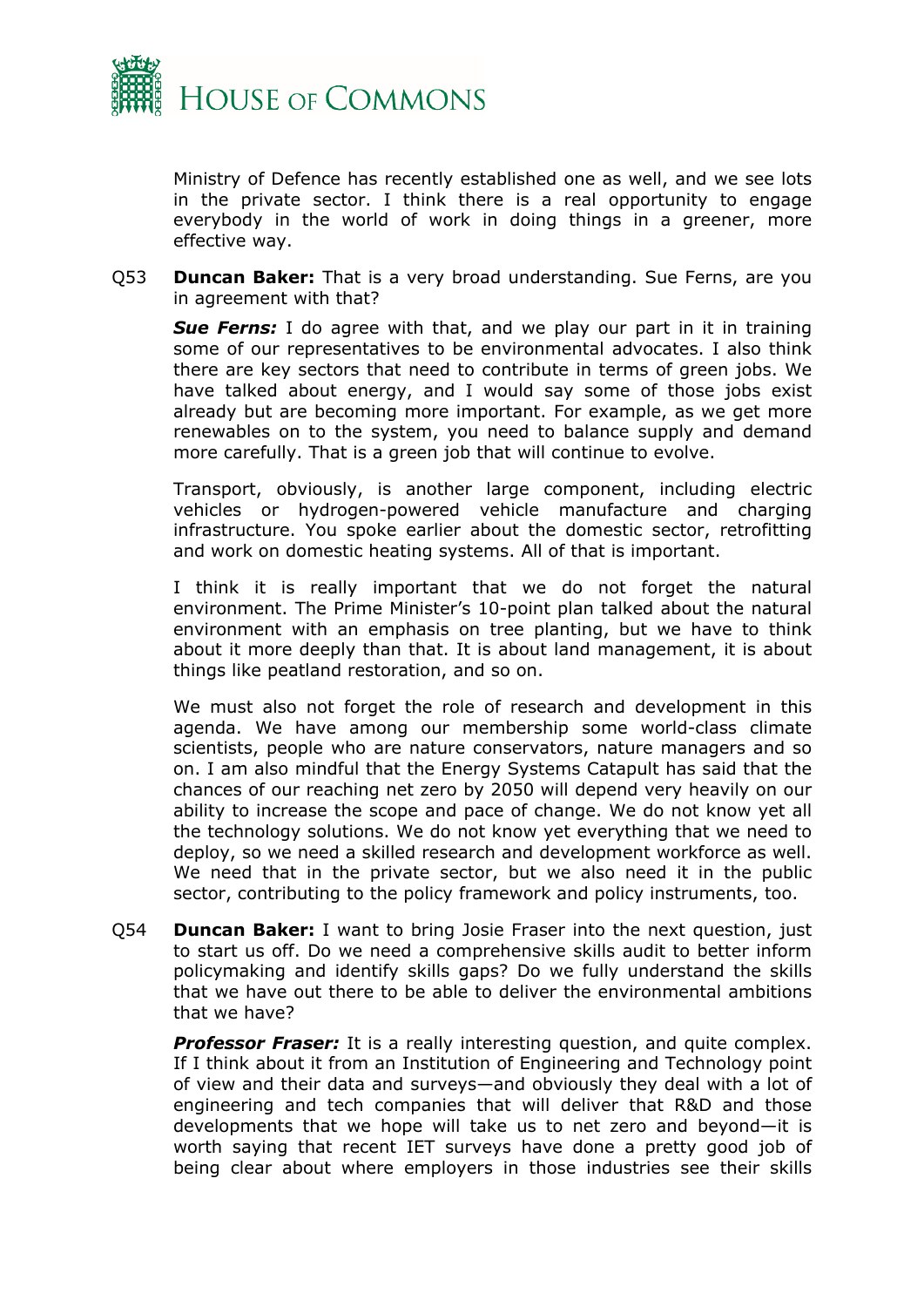Ministry of Defence has recently established one as well, and we see lots in the private sector. I think there is a real opportunity to engage everybody in the world of work in doing things in a greener, more effective way.

Q53 **Duncan Baker:** That is a very broad understanding. Sue Ferns, are you in agreement with that?

***Sue Ferns:*** I do agree with that, and we play our part in it in training some of our representatives to be environmental advocates. I also think there are key sectors that need to contribute in terms of green jobs. We have talked about energy, and I would say some of those jobs exist already but are becoming more important. For example, as we get more renewables on to the system, you need to balance supply and demand more carefully. That is a green job that will continue to evolve.

Transport, obviously, is another large component, including electric vehicles or hydrogen-powered vehicle manufacture and charging infrastructure. You spoke earlier about the domestic sector, retrofitting and work on domestic heating systems. All of that is important.

I think it is really important that we do not forget the natural environment. The Prime Minister's 10-point plan talked about the natural environment with an emphasis on tree planting, but we have to think about it more deeply than that. It is about land management, it is about things like peatland restoration, and so on.

We must also not forget the role of research and development in this agenda. We have among our membership some world-class climate scientists, people who are nature conservators, nature managers and so on. I am also mindful that the Energy Systems Catapult has said that the chances of our reaching net zero by 2050 will depend very heavily on our ability to increase the scope and pace of change. We do not know yet all the technology solutions. We do not know yet everything that we need to deploy, so we need a skilled research and development workforce as well. We need that in the private sector, but we also need it in the public sector, contributing to the policy framework and policy instruments, too.

Q54 **Duncan Baker:** I want to bring Josie Fraser into the next question, just to start us off. Do we need a comprehensive skills audit to better inform policymaking and identify skills gaps? Do we fully understand the skills that we have out there to be able to deliver the environmental ambitions that we have?

***Professor Fraser:*** It is a really interesting question, and quite complex. If I think about it from an Institution of Engineering and Technology point of view and their data and surveys—and obviously they deal with a lot of engineering and tech companies that will deliver that R&D and those developments that we hope will take us to net zero and beyond—it is worth saying that recent IET surveys have done a pretty good job of being clear about where employers in those industries see their skills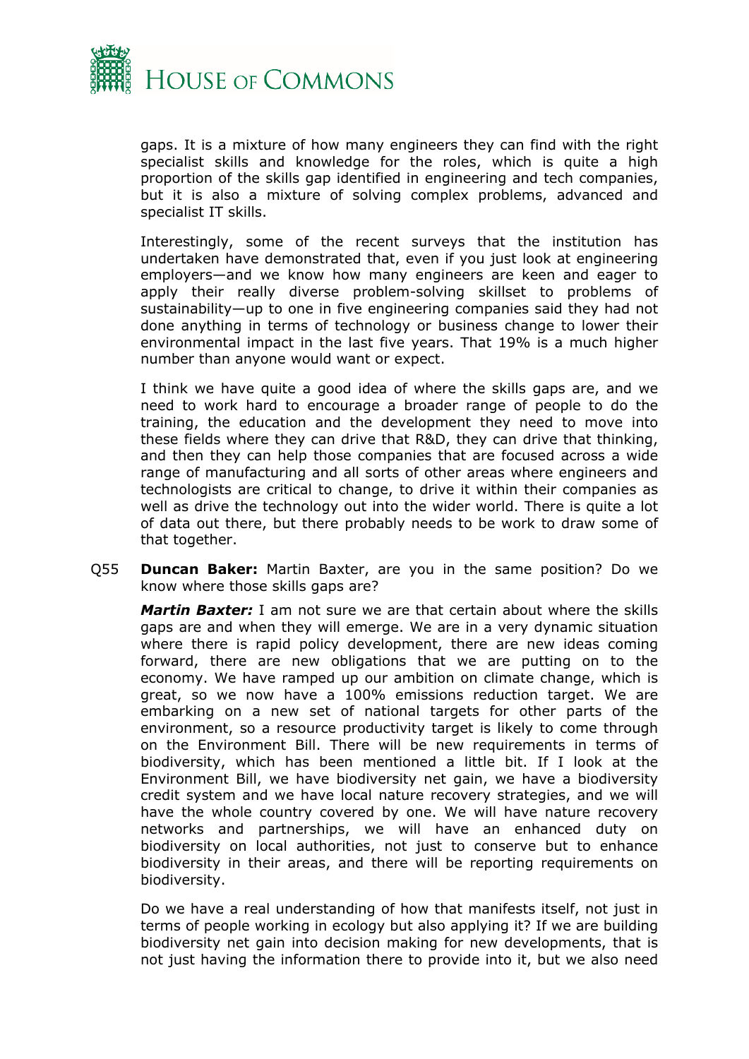gaps. It is a mixture of how many engineers they can find with the right specialist skills and knowledge for the roles, which is quite a high proportion of the skills gap identified in engineering and tech companies, but it is also a mixture of solving complex problems, advanced and specialist IT skills.

Interestingly, some of the recent surveys that the institution has undertaken have demonstrated that, even if you just look at engineering employers—and we know how many engineers are keen and eager to apply their really diverse problem-solving skillset to problems of sustainability—up to one in five engineering companies said they had not done anything in terms of technology or business change to lower their environmental impact in the last five years. That 19% is a much higher number than anyone would want or expect.

I think we have quite a good idea of where the skills gaps are, and we need to work hard to encourage a broader range of people to do the training, the education and the development they need to move into these fields where they can drive that R&D, they can drive that thinking, and then they can help those companies that are focused across a wide range of manufacturing and all sorts of other areas where engineers and technologists are critical to change, to drive it within their companies as well as drive the technology out into the wider world. There is quite a lot of data out there, but there probably needs to be work to draw some of that together.

Q55 **Duncan Baker:** Martin Baxter, are you in the same position? Do we know where those skills gaps are?

***Martin Baxter:*** I am not sure we are that certain about where the skills gaps are and when they will emerge. We are in a very dynamic situation where there is rapid policy development, there are new ideas coming forward, there are new obligations that we are putting on to the economy. We have ramped up our ambition on climate change, which is great, so we now have a 100% emissions reduction target. We are embarking on a new set of national targets for other parts of the environment, so a resource productivity target is likely to come through on the Environment Bill. There will be new requirements in terms of biodiversity, which has been mentioned a little bit. If I look at the Environment Bill, we have biodiversity net gain, we have a biodiversity credit system and we have local nature recovery strategies, and we will have the whole country covered by one. We will have nature recovery networks and partnerships, we will have an enhanced duty on biodiversity on local authorities, not just to conserve but to enhance biodiversity in their areas, and there will be reporting requirements on biodiversity.

Do we have a real understanding of how that manifests itself, not just in terms of people working in ecology but also applying it? If we are building biodiversity net gain into decision making for new developments, that is not just having the information there to provide into it, but we also need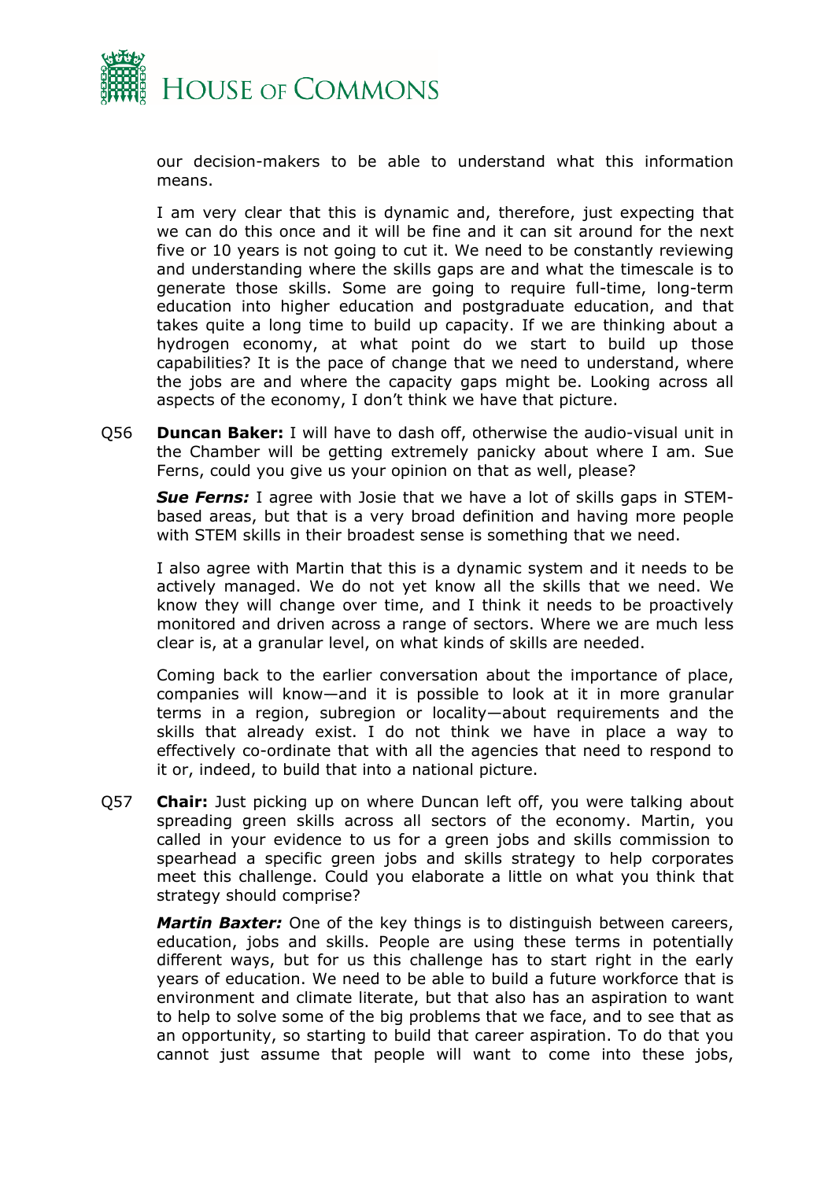our decision-makers to be able to understand what this information means.

I am very clear that this is dynamic and, therefore, just expecting that we can do this once and it will be fine and it can sit around for the next five or 10 years is not going to cut it. We need to be constantly reviewing and understanding where the skills gaps are and what the timescale is to generate those skills. Some are going to require full-time, long-term education into higher education and postgraduate education, and that takes quite a long time to build up capacity. If we are thinking about a hydrogen economy, at what point do we start to build up those capabilities? It is the pace of change that we need to understand, where the jobs are and where the capacity gaps might be. Looking across all aspects of the economy, I don't think we have that picture.

Q56 **Duncan Baker:** I will have to dash off, otherwise the audio-visual unit in the Chamber will be getting extremely panicky about where I am. Sue Ferns, could you give us your opinion on that as well, please?

***Sue Ferns:*** I agree with Josie that we have a lot of skills gaps in STEM-based areas, but that is a very broad definition and having more people with STEM skills in their broadest sense is something that we need.

I also agree with Martin that this is a dynamic system and it needs to be actively managed. We do not yet know all the skills that we need. We know they will change over time, and I think it needs to be proactively monitored and driven across a range of sectors. Where we are much less clear is, at a granular level, on what kinds of skills are needed.

Coming back to the earlier conversation about the importance of place, companies will know—and it is possible to look at it in more granular terms in a region, subregion or locality—about requirements and the skills that already exist. I do not think we have in place a way to effectively co-ordinate that with all the agencies that need to respond to it or, indeed, to build that into a national picture.

Q57 **Chair:** Just picking up on where Duncan left off, you were talking about spreading green skills across all sectors of the economy. Martin, you called in your evidence to us for a green jobs and skills commission to spearhead a specific green jobs and skills strategy to help corporates meet this challenge. Could you elaborate a little on what you think that strategy should comprise?

***Martin Baxter:*** One of the key things is to distinguish between careers, education, jobs and skills. People are using these terms in potentially different ways, but for us this challenge has to start right in the early years of education. We need to be able to build a future workforce that is environment and climate literate, but that also has an aspiration to want to help to solve some of the big problems that we face, and to see that as an opportunity, so starting to build that career aspiration. To do that you cannot just assume that people will want to come into these jobs,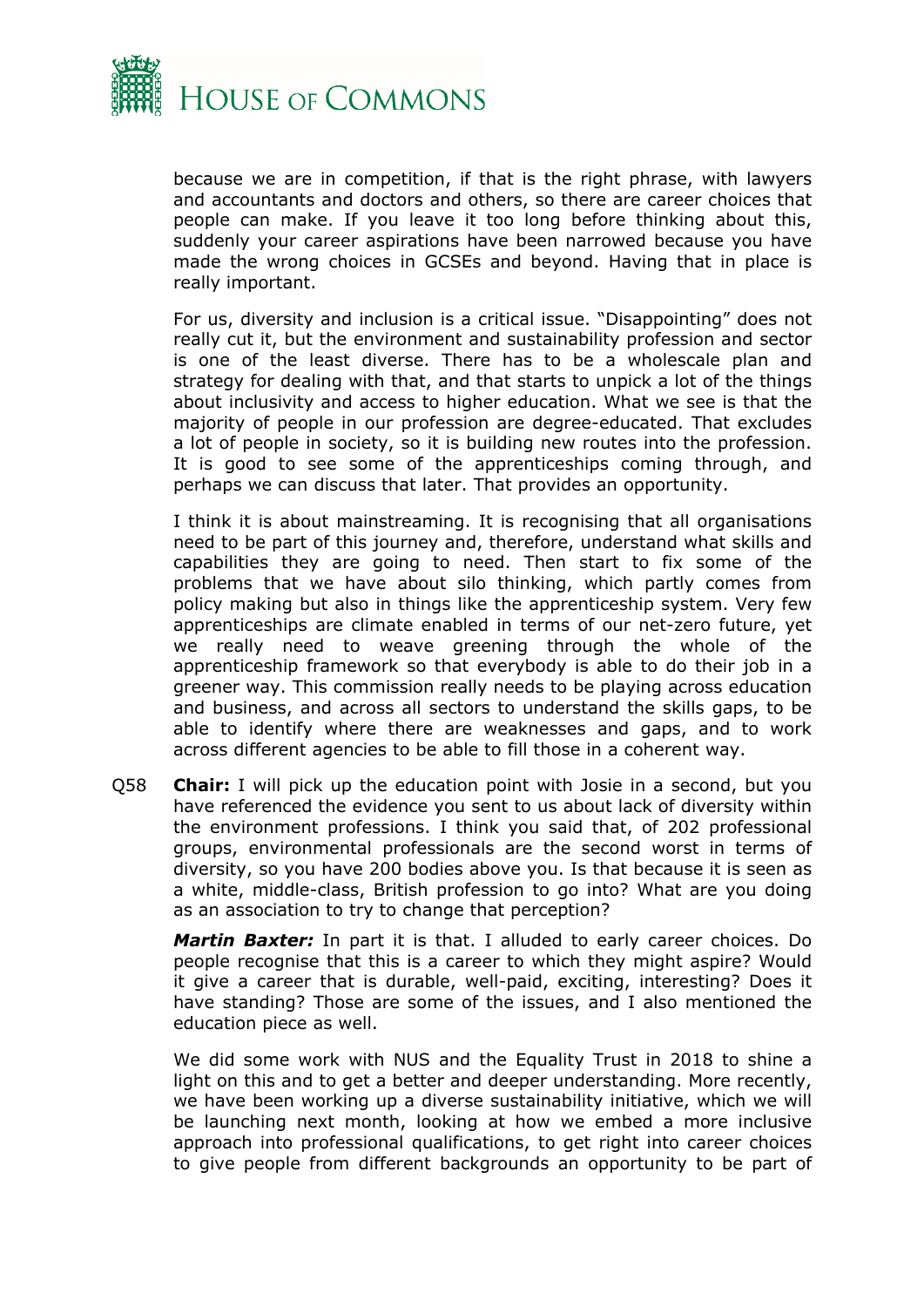because we are in competition, if that is the right phrase, with lawyers and accountants and doctors and others, so there are career choices that people can make. If you leave it too long before thinking about this, suddenly your career aspirations have been narrowed because you have made the wrong choices in GCSEs and beyond. Having that in place is really important.

For us, diversity and inclusion is a critical issue. "Disappointing" does not really cut it, but the environment and sustainability profession and sector is one of the least diverse. There has to be a wholescale plan and strategy for dealing with that, and that starts to unpick a lot of the things about inclusivity and access to higher education. What we see is that the majority of people in our profession are degree-educated. That excludes a lot of people in society, so it is building new routes into the profession. It is good to see some of the apprenticeships coming through, and perhaps we can discuss that later. That provides an opportunity.

I think it is about mainstreaming. It is recognising that all organisations need to be part of this journey and, therefore, understand what skills and capabilities they are going to need. Then start to fix some of the problems that we have about silo thinking, which partly comes from policy making but also in things like the apprenticeship system. Very few apprenticeships are climate enabled in terms of our net-zero future, yet we really need to weave greening through the whole of the apprenticeship framework so that everybody is able to do their job in a greener way. This commission really needs to be playing across education and business, and across all sectors to understand the skills gaps, to be able to identify where there are weaknesses and gaps, and to work across different agencies to be able to fill those in a coherent way.

Q58 **Chair:** I will pick up the education point with Josie in a second, but you have referenced the evidence you sent to us about lack of diversity within the environment professions. I think you said that, of 202 professional groups, environmental professionals are the second worst in terms of diversity, so you have 200 bodies above you. Is that because it is seen as a white, middle-class, British profession to go into? What are you doing as an association to try to change that perception?

***Martin Baxter:*** In part it is that. I alluded to early career choices. Do people recognise that this is a career to which they might aspire? Would it give a career that is durable, well-paid, exciting, interesting? Does it have standing? Those are some of the issues, and I also mentioned the education piece as well.

We did some work with NUS and the Equality Trust in 2018 to shine a light on this and to get a better and deeper understanding. More recently, we have been working up a diverse sustainability initiative, which we will be launching next month, looking at how we embed a more inclusive approach into professional qualifications, to get right into career choices to give people from different backgrounds an opportunity to be part of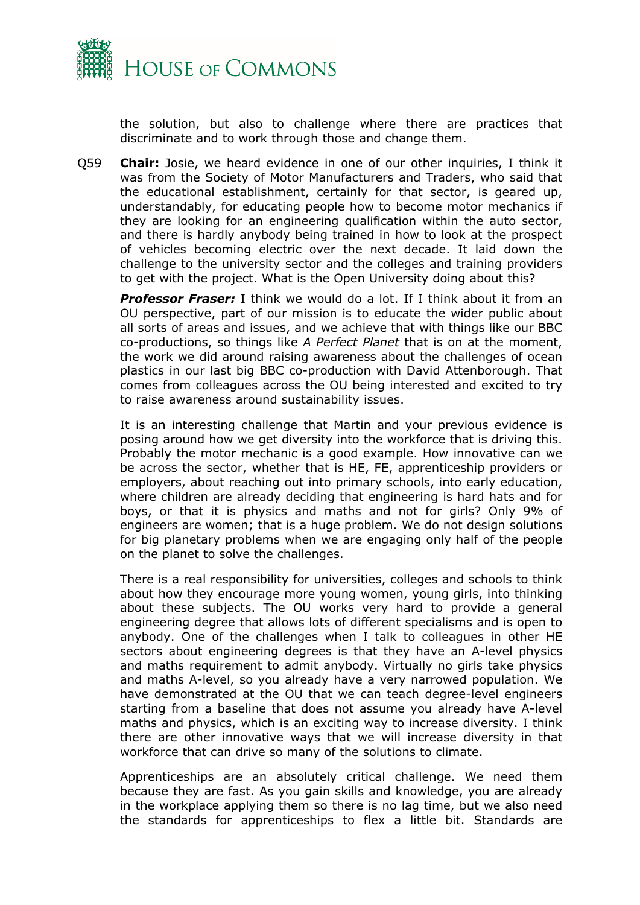the solution, but also to challenge where there are practices that discriminate and to work through those and change them.

Q59 **Chair:** Josie, we heard evidence in one of our other inquiries, I think it was from the Society of Motor Manufacturers and Traders, who said that the educational establishment, certainly for that sector, is geared up, understandably, for educating people how to become motor mechanics if they are looking for an engineering qualification within the auto sector, and there is hardly anybody being trained in how to look at the prospect of vehicles becoming electric over the next decade. It laid down the challenge to the university sector and the colleges and training providers to get with the project. What is the Open University doing about this?

***Professor Fraser:*** I think we would do a lot. If I think about it from an OU perspective, part of our mission is to educate the wider public about all sorts of areas and issues, and we achieve that with things like our BBC co-productions, so things like *A Perfect Planet* that is on at the moment, the work we did around raising awareness about the challenges of ocean plastics in our last big BBC co-production with David Attenborough. That comes from colleagues across the OU being interested and excited to try to raise awareness around sustainability issues.

It is an interesting challenge that Martin and your previous evidence is posing around how we get diversity into the workforce that is driving this. Probably the motor mechanic is a good example. How innovative can we be across the sector, whether that is HE, FE, apprenticeship providers or employers, about reaching out into primary schools, into early education, where children are already deciding that engineering is hard hats and for boys, or that it is physics and maths and not for girls? Only 9% of engineers are women; that is a huge problem. We do not design solutions for big planetary problems when we are engaging only half of the people on the planet to solve the challenges.

There is a real responsibility for universities, colleges and schools to think about how they encourage more young women, young girls, into thinking about these subjects. The OU works very hard to provide a general engineering degree that allows lots of different specialisms and is open to anybody. One of the challenges when I talk to colleagues in other HE sectors about engineering degrees is that they have an A-level physics and maths requirement to admit anybody. Virtually no girls take physics and maths A-level, so you already have a very narrowed population. We have demonstrated at the OU that we can teach degree-level engineers starting from a baseline that does not assume you already have A-level maths and physics, which is an exciting way to increase diversity. I think there are other innovative ways that we will increase diversity in that workforce that can drive so many of the solutions to climate.

Apprenticeships are an absolutely critical challenge. We need them because they are fast. As you gain skills and knowledge, you are already in the workplace applying them so there is no lag time, but we also need the standards for apprenticeships to flex a little bit. Standards are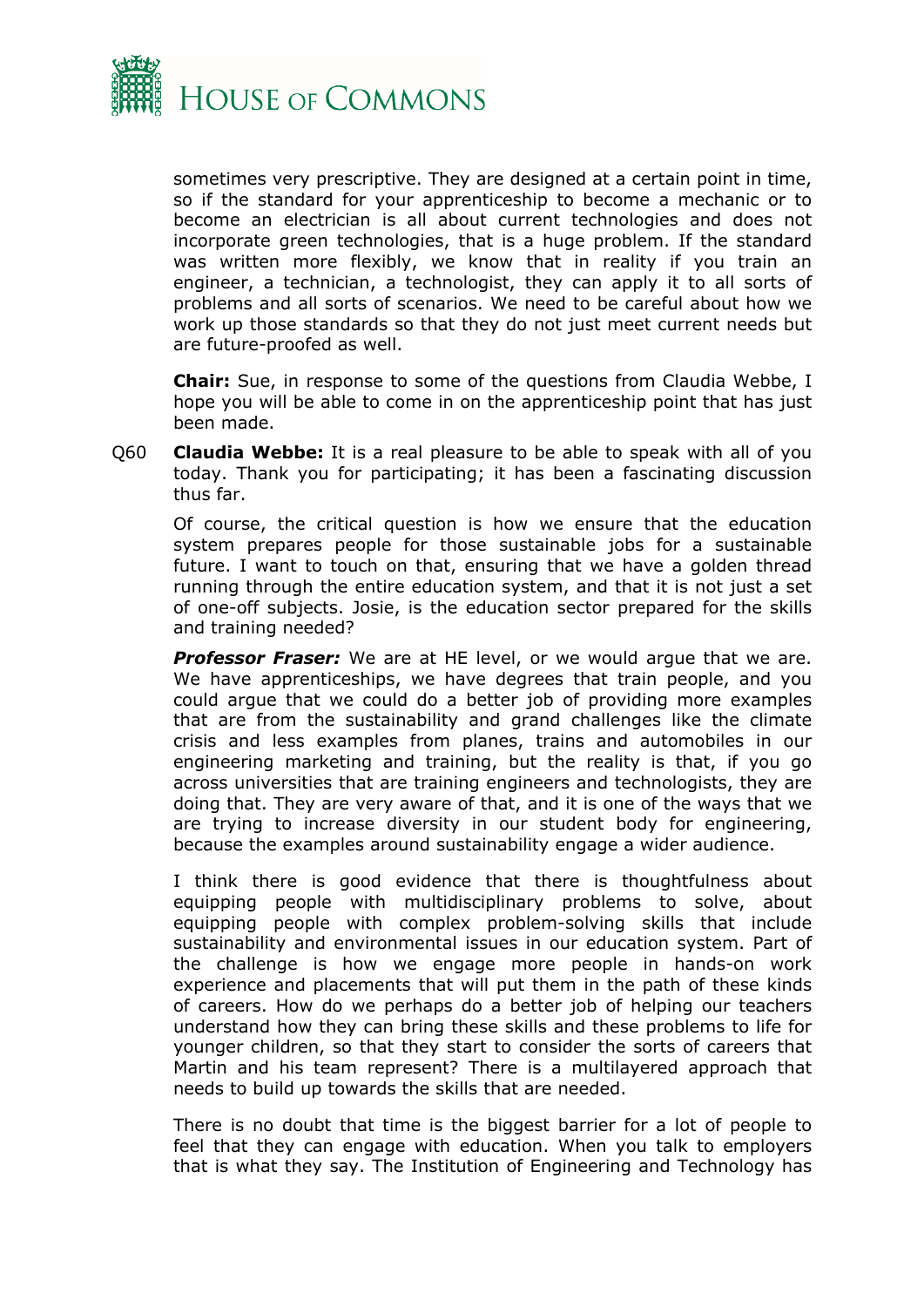sometimes very prescriptive. They are designed at a certain point in time, so if the standard for your apprenticeship to become a mechanic or to become an electrician is all about current technologies and does not incorporate green technologies, that is a huge problem. If the standard was written more flexibly, we know that in reality if you train an engineer, a technician, a technologist, they can apply it to all sorts of problems and all sorts of scenarios. We need to be careful about how we work up those standards so that they do not just meet current needs but are future-proofed as well.

**Chair:** Sue, in response to some of the questions from Claudia Webbe, I hope you will be able to come in on the apprenticeship point that has just been made.

Q60 **Claudia Webbe:** It is a real pleasure to be able to speak with all of you today. Thank you for participating; it has been a fascinating discussion thus far.

Of course, the critical question is how we ensure that the education system prepares people for those sustainable jobs for a sustainable future. I want to touch on that, ensuring that we have a golden thread running through the entire education system, and that it is not just a set of one-off subjects. Josie, is the education sector prepared for the skills and training needed?

***Professor Fraser:*** We are at HE level, or we would argue that we are. We have apprenticeships, we have degrees that train people, and you could argue that we could do a better job of providing more examples that are from the sustainability and grand challenges like the climate crisis and less examples from planes, trains and automobiles in our engineering marketing and training, but the reality is that, if you go across universities that are training engineers and technologists, they are doing that. They are very aware of that, and it is one of the ways that we are trying to increase diversity in our student body for engineering, because the examples around sustainability engage a wider audience.

I think there is good evidence that there is thoughtfulness about equipping people with multidisciplinary problems to solve, about equipping people with complex problem-solving skills that include sustainability and environmental issues in our education system. Part of the challenge is how we engage more people in hands-on work experience and placements that will put them in the path of these kinds of careers. How do we perhaps do a better job of helping our teachers understand how they can bring these skills and these problems to life for younger children, so that they start to consider the sorts of careers that Martin and his team represent? There is a multilayered approach that needs to build up towards the skills that are needed.

There is no doubt that time is the biggest barrier for a lot of people to feel that they can engage with education. When you talk to employers that is what they say. The Institution of Engineering and Technology has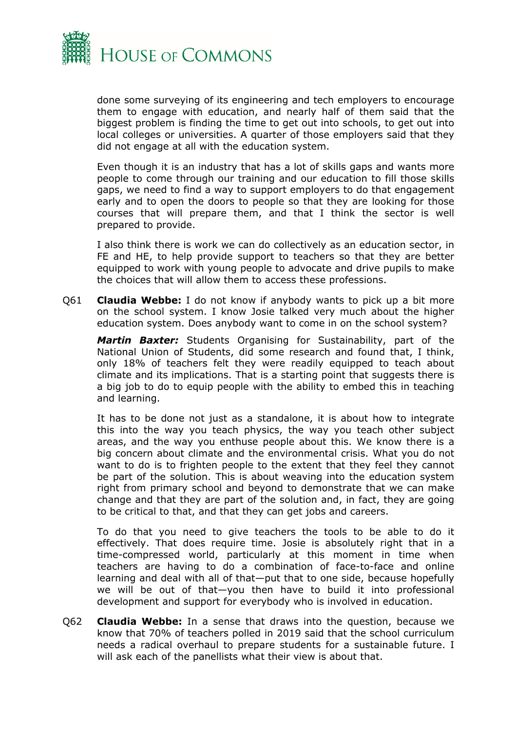done some surveying of its engineering and tech employers to encourage them to engage with education, and nearly half of them said that the biggest problem is finding the time to get out into schools, to get out into local colleges or universities. A quarter of those employers said that they did not engage at all with the education system.

Even though it is an industry that has a lot of skills gaps and wants more people to come through our training and our education to fill those skills gaps, we need to find a way to support employers to do that engagement early and to open the doors to people so that they are looking for those courses that will prepare them, and that I think the sector is well prepared to provide.

I also think there is work we can do collectively as an education sector, in FE and HE, to help provide support to teachers so that they are better equipped to work with young people to advocate and drive pupils to make the choices that will allow them to access these professions.

Q61 **Claudia Webbe:** I do not know if anybody wants to pick up a bit more on the school system. I know Josie talked very much about the higher education system. Does anybody want to come in on the school system?

***Martin Baxter:*** Students Organising for Sustainability, part of the National Union of Students, did some research and found that, I think, only 18% of teachers felt they were readily equipped to teach about climate and its implications. That is a starting point that suggests there is a big job to do to equip people with the ability to embed this in teaching and learning.

It has to be done not just as a standalone, it is about how to integrate this into the way you teach physics, the way you teach other subject areas, and the way you enthuse people about this. We know there is a big concern about climate and the environmental crisis. What you do not want to do is to frighten people to the extent that they feel they cannot be part of the solution. This is about weaving into the education system right from primary school and beyond to demonstrate that we can make change and that they are part of the solution and, in fact, they are going to be critical to that, and that they can get jobs and careers.

To do that you need to give teachers the tools to be able to do it effectively. That does require time. Josie is absolutely right that in a time-compressed world, particularly at this moment in time when teachers are having to do a combination of face-to-face and online learning and deal with all of that—put that to one side, because hopefully we will be out of that—you then have to build it into professional development and support for everybody who is involved in education.

Q62 **Claudia Webbe:** In a sense that draws into the question, because we know that 70% of teachers polled in 2019 said that the school curriculum needs a radical overhaul to prepare students for a sustainable future. I will ask each of the panellists what their view is about that.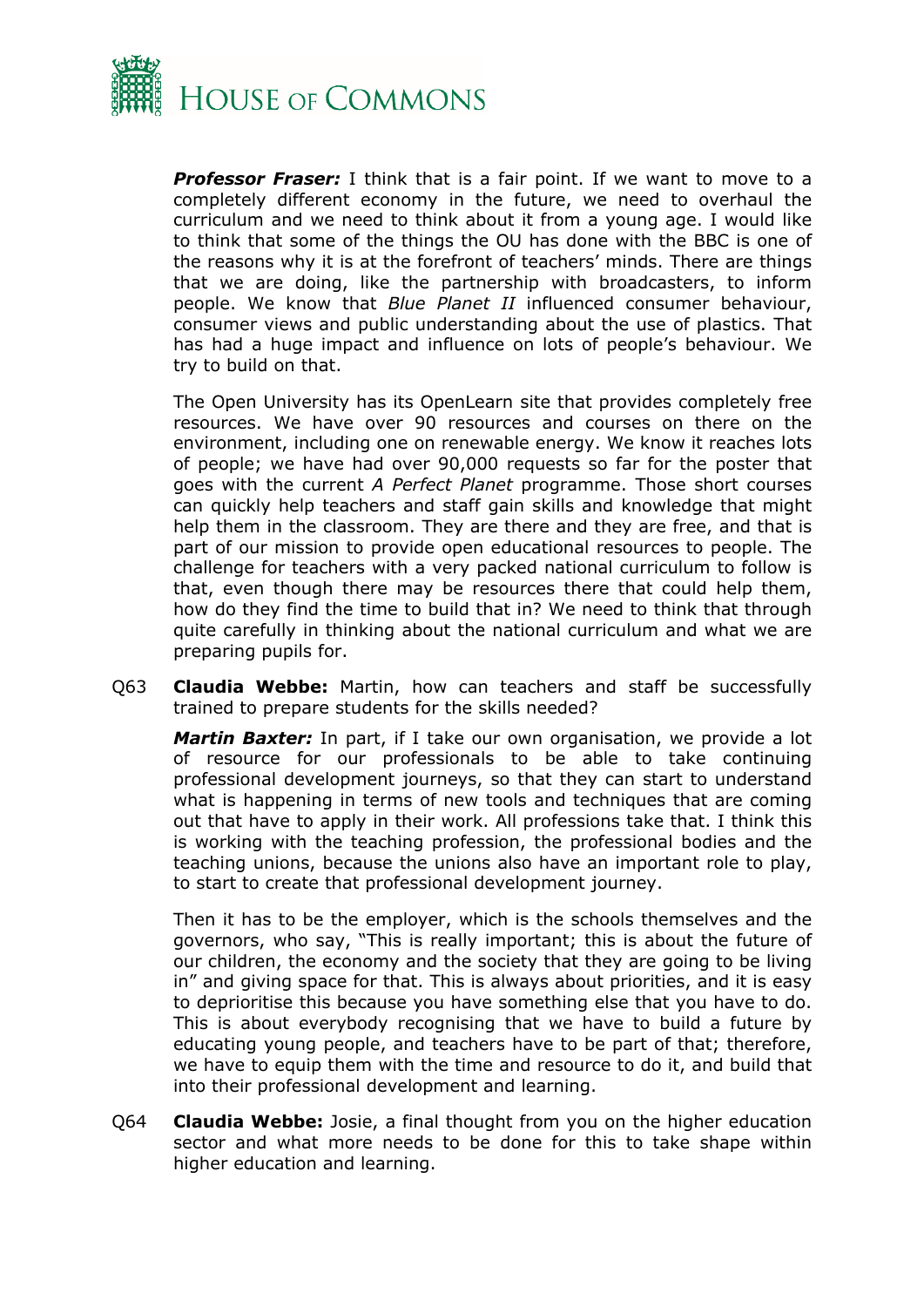***Professor Fraser:*** I think that is a fair point. If we want to move to a completely different economy in the future, we need to overhaul the curriculum and we need to think about it from a young age. I would like to think that some of the things the OU has done with the BBC is one of the reasons why it is at the forefront of teachers' minds. There are things that we are doing, like the partnership with broadcasters, to inform people. We know that *Blue Planet II* influenced consumer behaviour, consumer views and public understanding about the use of plastics. That has had a huge impact and influence on lots of people's behaviour. We try to build on that.

The Open University has its OpenLearn site that provides completely free resources. We have over 90 resources and courses on there on the environment, including one on renewable energy. We know it reaches lots of people; we have had over 90,000 requests so far for the poster that goes with the current *A Perfect Planet* programme. Those short courses can quickly help teachers and staff gain skills and knowledge that might help them in the classroom. They are there and they are free, and that is part of our mission to provide open educational resources to people. The challenge for teachers with a very packed national curriculum to follow is that, even though there may be resources there that could help them, how do they find the time to build that in? We need to think that through quite carefully in thinking about the national curriculum and what we are preparing pupils for.

Q63 **Claudia Webbe:** Martin, how can teachers and staff be successfully trained to prepare students for the skills needed?

***Martin Baxter:*** In part, if I take our own organisation, we provide a lot of resource for our professionals to be able to take continuing professional development journeys, so that they can start to understand what is happening in terms of new tools and techniques that are coming out that have to apply in their work. All professions take that. I think this is working with the teaching profession, the professional bodies and the teaching unions, because the unions also have an important role to play, to start to create that professional development journey.

Then it has to be the employer, which is the schools themselves and the governors, who say, "This is really important; this is about the future of our children, the economy and the society that they are going to be living in" and giving space for that. This is always about priorities, and it is easy to deprioritise this because you have something else that you have to do. This is about everybody recognising that we have to build a future by educating young people, and teachers have to be part of that; therefore, we have to equip them with the time and resource to do it, and build that into their professional development and learning.

Q64 **Claudia Webbe:** Josie, a final thought from you on the higher education sector and what more needs to be done for this to take shape within higher education and learning.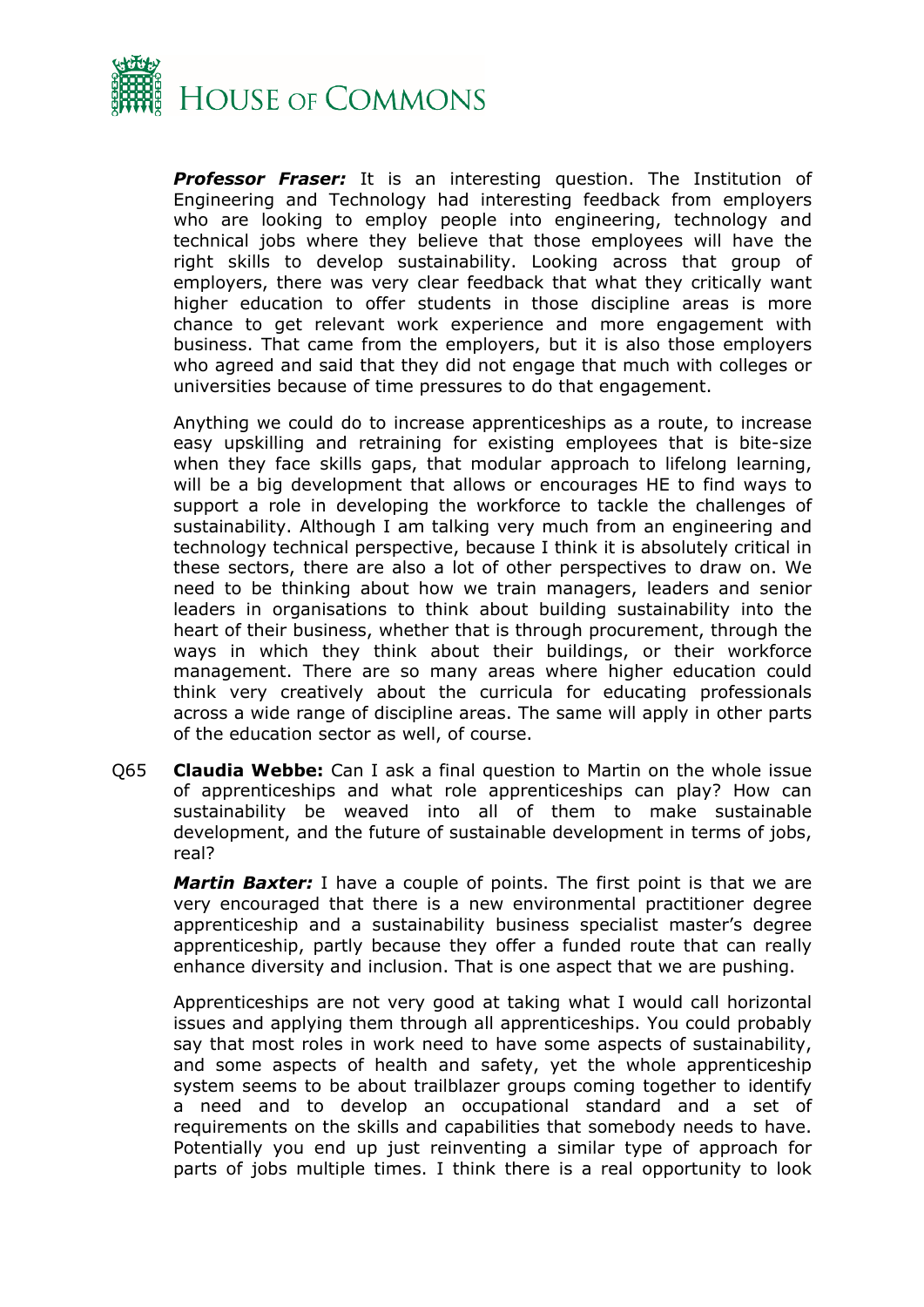***Professor Fraser:*** It is an interesting question. The Institution of Engineering and Technology had interesting feedback from employers who are looking to employ people into engineering, technology and technical jobs where they believe that those employees will have the right skills to develop sustainability. Looking across that group of employers, there was very clear feedback that what they critically want higher education to offer students in those discipline areas is more chance to get relevant work experience and more engagement with business. That came from the employers, but it is also those employers who agreed and said that they did not engage that much with colleges or universities because of time pressures to do that engagement.

Anything we could do to increase apprenticeships as a route, to increase easy upskilling and retraining for existing employees that is bite-size when they face skills gaps, that modular approach to lifelong learning, will be a big development that allows or encourages HE to find ways to support a role in developing the workforce to tackle the challenges of sustainability. Although I am talking very much from an engineering and technology technical perspective, because I think it is absolutely critical in these sectors, there are also a lot of other perspectives to draw on. We need to be thinking about how we train managers, leaders and senior leaders in organisations to think about building sustainability into the heart of their business, whether that is through procurement, through the ways in which they think about their buildings, or their workforce management. There are so many areas where higher education could think very creatively about the curricula for educating professionals across a wide range of discipline areas. The same will apply in other parts of the education sector as well, of course.

Q65 **Claudia Webbe:** Can I ask a final question to Martin on the whole issue of apprenticeships and what role apprenticeships can play? How can sustainability be weaved into all of them to make sustainable development, and the future of sustainable development in terms of jobs, real?

***Martin Baxter:*** I have a couple of points. The first point is that we are very encouraged that there is a new environmental practitioner degree apprenticeship and a sustainability business specialist master's degree apprenticeship, partly because they offer a funded route that can really enhance diversity and inclusion. That is one aspect that we are pushing.

Apprenticeships are not very good at taking what I would call horizontal issues and applying them through all apprenticeships. You could probably say that most roles in work need to have some aspects of sustainability, and some aspects of health and safety, yet the whole apprenticeship system seems to be about trailblazer groups coming together to identify a need and to develop an occupational standard and a set of requirements on the skills and capabilities that somebody needs to have. Potentially you end up just reinventing a similar type of approach for parts of jobs multiple times. I think there is a real opportunity to look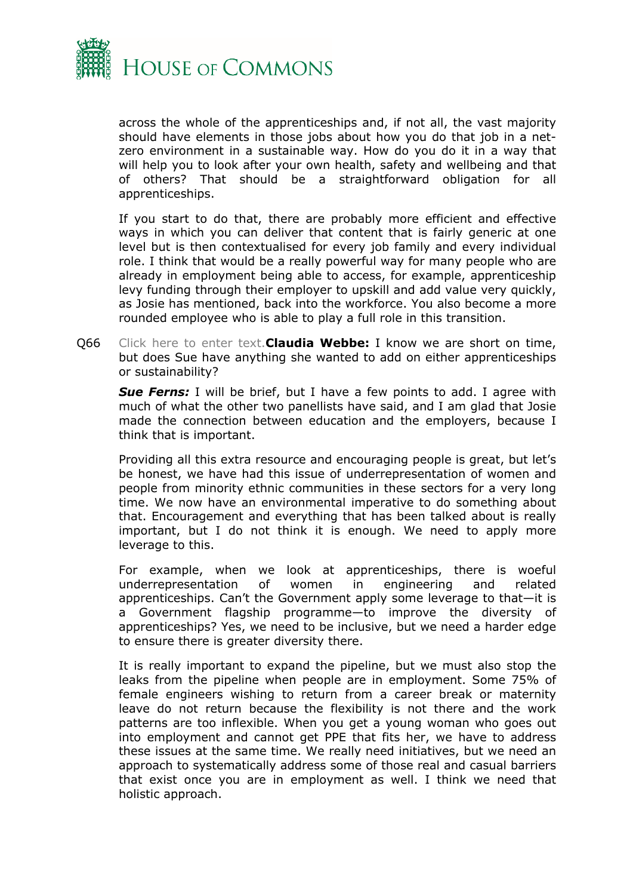across the whole of the apprenticeships and, if not all, the vast majority should have elements in those jobs about how you do that job in a net-zero environment in a sustainable way. How do you do it in a way that will help you to look after your own health, safety and wellbeing and that of others? That should be a straightforward obligation for all apprenticeships.

If you start to do that, there are probably more efficient and effective ways in which you can deliver that content that is fairly generic at one level but is then contextualised for every job family and every individual role. I think that would be a really powerful way for many people who are already in employment being able to access, for example, apprenticeship levy funding through their employer to upskill and add value very quickly, as Josie has mentioned, back into the workforce. You also become a more rounded employee who is able to play a full role in this transition.

Q66 Click here to enter text.**Claudia Webbe:** I know we are short on time, but does Sue have anything she wanted to add on either apprenticeships or sustainability?

***Sue Ferns:*** I will be brief, but I have a few points to add. I agree with much of what the other two panellists have said, and I am glad that Josie made the connection between education and the employers, because I think that is important.

Providing all this extra resource and encouraging people is great, but let's be honest, we have had this issue of underrepresentation of women and people from minority ethnic communities in these sectors for a very long time. We now have an environmental imperative to do something about that. Encouragement and everything that has been talked about is really important, but I do not think it is enough. We need to apply more leverage to this.

For example, when we look at apprenticeships, there is woeful underrepresentation of women in engineering and related apprenticeships. Can't the Government apply some leverage to that—it is a Government flagship programme—to improve the diversity of apprenticeships? Yes, we need to be inclusive, but we need a harder edge to ensure there is greater diversity there.

It is really important to expand the pipeline, but we must also stop the leaks from the pipeline when people are in employment. Some 75% of female engineers wishing to return from a career break or maternity leave do not return because the flexibility is not there and the work patterns are too inflexible. When you get a young woman who goes out into employment and cannot get PPE that fits her, we have to address these issues at the same time. We really need initiatives, but we need an approach to systematically address some of those real and casual barriers that exist once you are in employment as well. I think we need that holistic approach.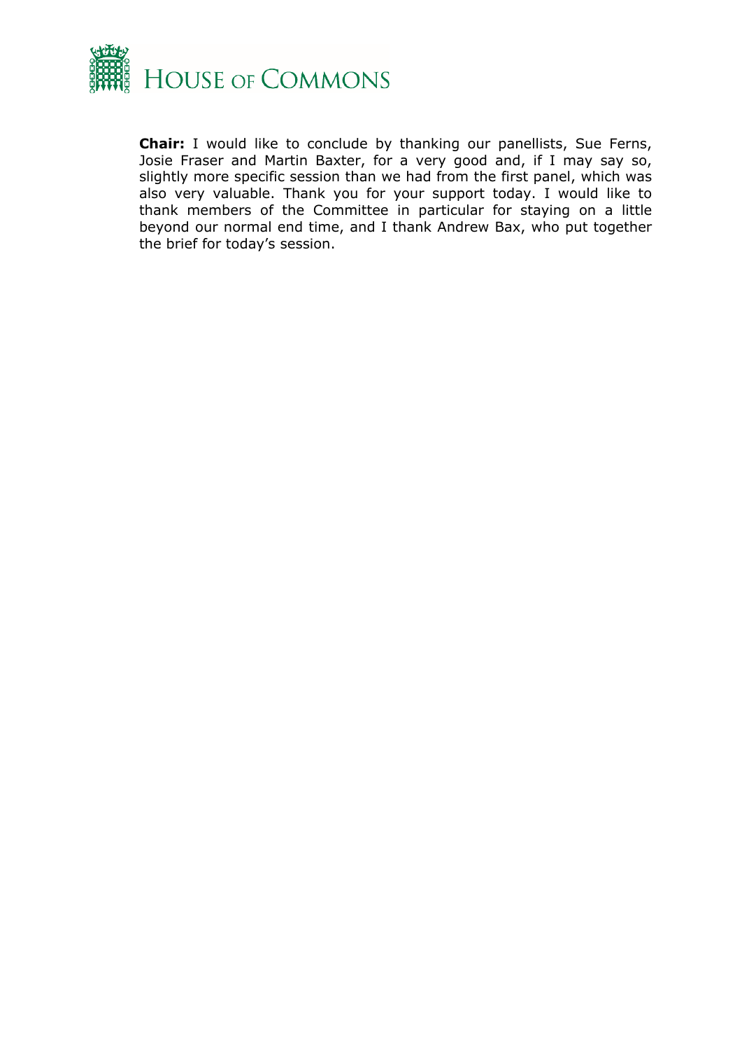**Chair:** I would like to conclude by thanking our panellists, Sue Ferns, Josie Fraser and Martin Baxter, for a very good and, if I may say so, slightly more specific session than we had from the first panel, which was also very valuable. Thank you for your support today. I would like to thank members of the Committee in particular for staying on a little beyond our normal end time, and I thank Andrew Bax, who put together the brief for today's session.